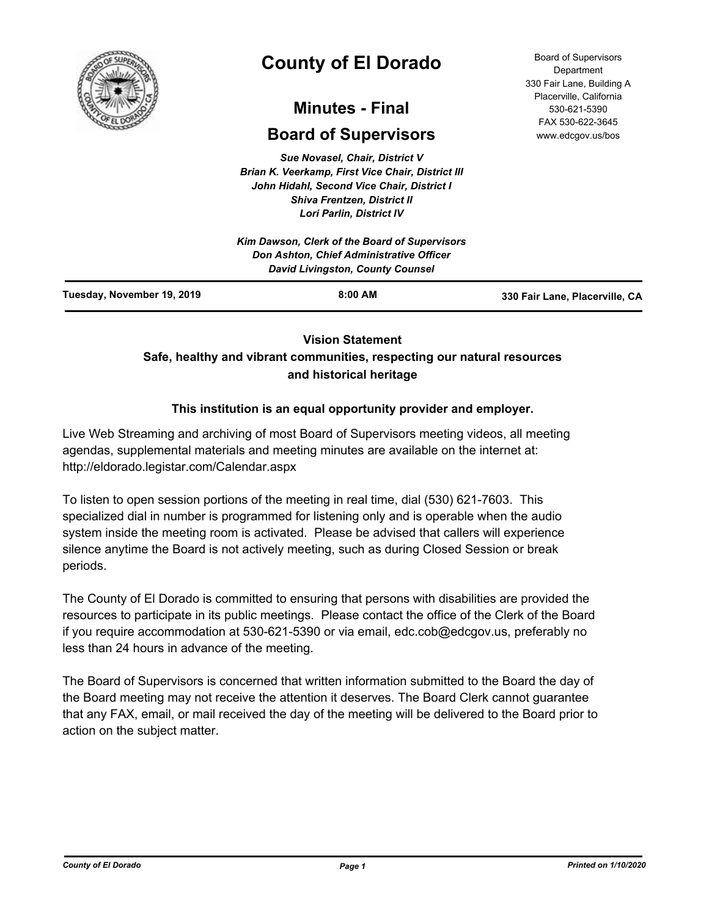# County of El Dorado

## Minutes - Final

## Board of Supervisors

Board of Supervisors Department
330 Fair Lane, Building A
Placerville, California
530-621-5390
FAX 530-622-3645
www.edcgov.us/bos

*Sue Novasel, Chair, District V*
*Brian K. Veerkamp, First Vice Chair, District III*
*John Hidahl, Second Vice Chair, District I*
*Shiva Frentzen, District II*
*Lori Parlin, District IV*

*Kim Dawson, Clerk of the Board of Supervisors*
*Don Ashton, Chief Administrative Officer*
*David Livingston, County Counsel*

**Tuesday, November 19, 2019** | **8:00 AM** | **330 Fair Lane, Placerville, CA**

---

**Vision Statement**
**Safe, healthy and vibrant communities, respecting our natural resources and historical heritage**

**This institution is an equal opportunity provider and employer.**

Live Web Streaming and archiving of most Board of Supervisors meeting videos, all meeting agendas, supplemental materials and meeting minutes are available on the internet at: http://eldorado.legistar.com/Calendar.aspx

To listen to open session portions of the meeting in real time, dial (530) 621-7603. This specialized dial in number is programmed for listening only and is operable when the audio system inside the meeting room is activated. Please be advised that callers will experience silence anytime the Board is not actively meeting, such as during Closed Session or break periods.

The County of El Dorado is committed to ensuring that persons with disabilities are provided the resources to participate in its public meetings. Please contact the office of the Clerk of the Board if you require accommodation at 530-621-5390 or via email, edc.cob@edcgov.us, preferably no less than 24 hours in advance of the meeting.

The Board of Supervisors is concerned that written information submitted to the Board the day of the Board meeting may not receive the attention it deserves. The Board Clerk cannot guarantee that any FAX, email, or mail received the day of the meeting will be delivered to the Board prior to action on the subject matter.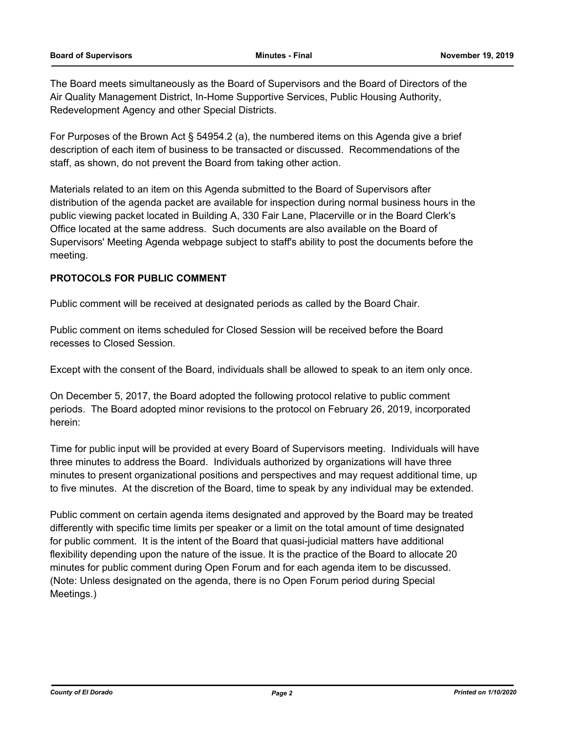The Board meets simultaneously as the Board of Supervisors and the Board of Directors of the Air Quality Management District, In-Home Supportive Services, Public Housing Authority, Redevelopment Agency and other Special Districts.

For Purposes of the Brown Act § 54954.2 (a), the numbered items on this Agenda give a brief description of each item of business to be transacted or discussed. Recommendations of the staff, as shown, do not prevent the Board from taking other action.

Materials related to an item on this Agenda submitted to the Board of Supervisors after distribution of the agenda packet are available for inspection during normal business hours in the public viewing packet located in Building A, 330 Fair Lane, Placerville or in the Board Clerk's Office located at the same address. Such documents are also available on the Board of Supervisors' Meeting Agenda webpage subject to staff's ability to post the documents before the meeting.

**PROTOCOLS FOR PUBLIC COMMENT**

Public comment will be received at designated periods as called by the Board Chair.

Public comment on items scheduled for Closed Session will be received before the Board recesses to Closed Session.

Except with the consent of the Board, individuals shall be allowed to speak to an item only once.

On December 5, 2017, the Board adopted the following protocol relative to public comment periods. The Board adopted minor revisions to the protocol on February 26, 2019, incorporated herein:

Time for public input will be provided at every Board of Supervisors meeting. Individuals will have three minutes to address the Board. Individuals authorized by organizations will have three minutes to present organizational positions and perspectives and may request additional time, up to five minutes. At the discretion of the Board, time to speak by any individual may be extended.

Public comment on certain agenda items designated and approved by the Board may be treated differently with specific time limits per speaker or a limit on the total amount of time designated for public comment. It is the intent of the Board that quasi-judicial matters have additional flexibility depending upon the nature of the issue. It is the practice of the Board to allocate 20 minutes for public comment during Open Forum and for each agenda item to be discussed. (Note: Unless designated on the agenda, there is no Open Forum period during Special Meetings.)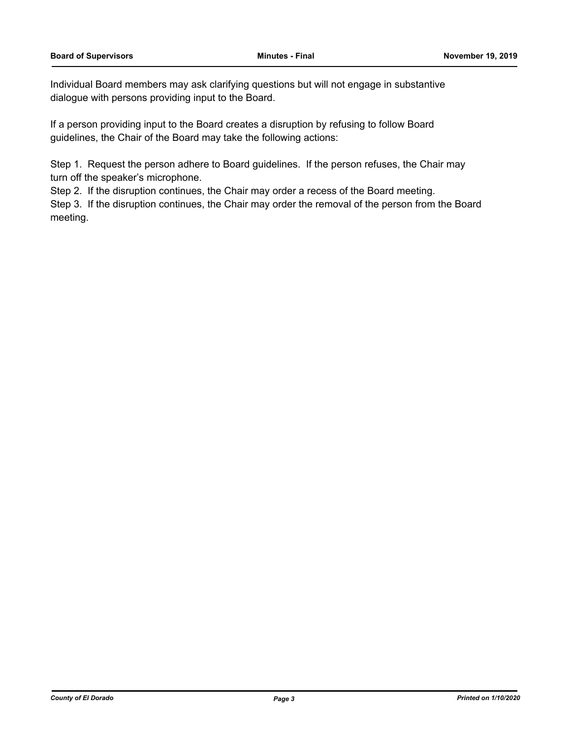Individual Board members may ask clarifying questions but will not engage in substantive dialogue with persons providing input to the Board.

If a person providing input to the Board creates a disruption by refusing to follow Board guidelines, the Chair of the Board may take the following actions:

Step 1. Request the person adhere to Board guidelines. If the person refuses, the Chair may turn off the speaker's microphone.
Step 2. If the disruption continues, the Chair may order a recess of the Board meeting.
Step 3. If the disruption continues, the Chair may order the removal of the person from the Board meeting.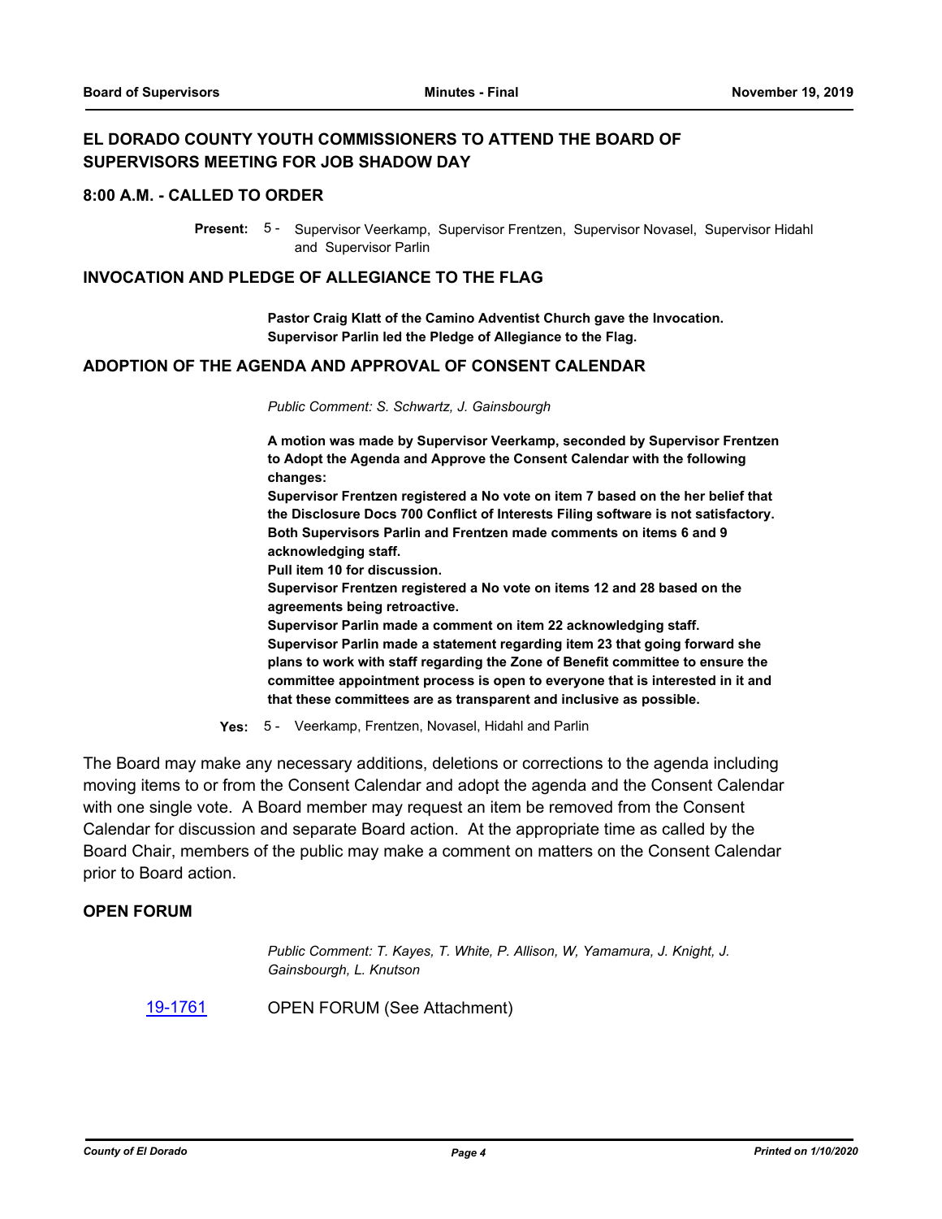## EL DORADO COUNTY YOUTH COMMISSIONERS TO ATTEND THE BOARD OF SUPERVISORS MEETING FOR JOB SHADOW DAY

## 8:00 A.M. - CALLED TO ORDER

**Present:** 5 - Supervisor Veerkamp, Supervisor Frentzen, Supervisor Novasel, Supervisor Hidahl and Supervisor Parlin

## INVOCATION AND PLEDGE OF ALLEGIANCE TO THE FLAG

**Pastor Craig Klatt of the Camino Adventist Church gave the Invocation. Supervisor Parlin led the Pledge of Allegiance to the Flag.**

## ADOPTION OF THE AGENDA AND APPROVAL OF CONSENT CALENDAR

*Public Comment: S. Schwartz, J. Gainsbourgh*

**A motion was made by Supervisor Veerkamp, seconded by Supervisor Frentzen to Adopt the Agenda and Approve the Consent Calendar with the following changes:**
**Supervisor Frentzen registered a No vote on item 7 based on the her belief that the Disclosure Docs 700 Conflict of Interests Filing software is not satisfactory.**
**Both Supervisors Parlin and Frentzen made comments on items 6 and 9 acknowledging staff.**
**Pull item 10 for discussion.**
**Supervisor Frentzen registered a No vote on items 12 and 28 based on the agreements being retroactive.**
**Supervisor Parlin made a comment on item 22 acknowledging staff.**
**Supervisor Parlin made a statement regarding item 23 that going forward she plans to work with staff regarding the Zone of Benefit committee to ensure the committee appointment process is open to everyone that is interested in it and that these committees are as transparent and inclusive as possible.**

**Yes:** 5 - Veerkamp, Frentzen, Novasel, Hidahl and Parlin

The Board may make any necessary additions, deletions or corrections to the agenda including moving items to or from the Consent Calendar and adopt the agenda and the Consent Calendar with one single vote. A Board member may request an item be removed from the Consent Calendar for discussion and separate Board action. At the appropriate time as called by the Board Chair, members of the public may make a comment on matters on the Consent Calendar prior to Board action.

## OPEN FORUM

*Public Comment: T. Kayes, T. White, P. Allison, W, Yamamura, J. Knight, J. Gainsbourgh, L. Knutson*

19-1761 OPEN FORUM (See Attachment)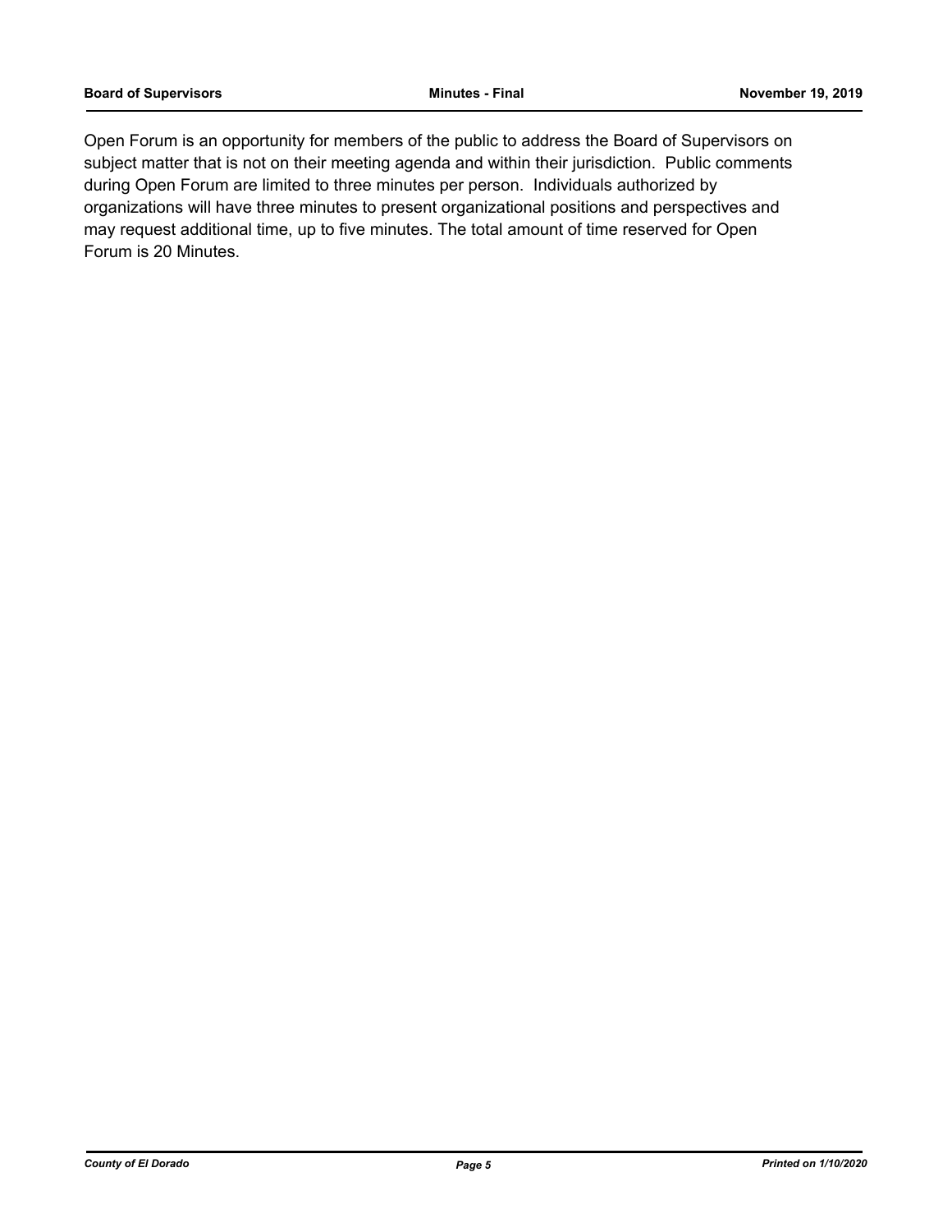Open Forum is an opportunity for members of the public to address the Board of Supervisors on subject matter that is not on their meeting agenda and within their jurisdiction. Public comments during Open Forum are limited to three minutes per person. Individuals authorized by organizations will have three minutes to present organizational positions and perspectives and may request additional time, up to five minutes. The total amount of time reserved for Open Forum is 20 Minutes.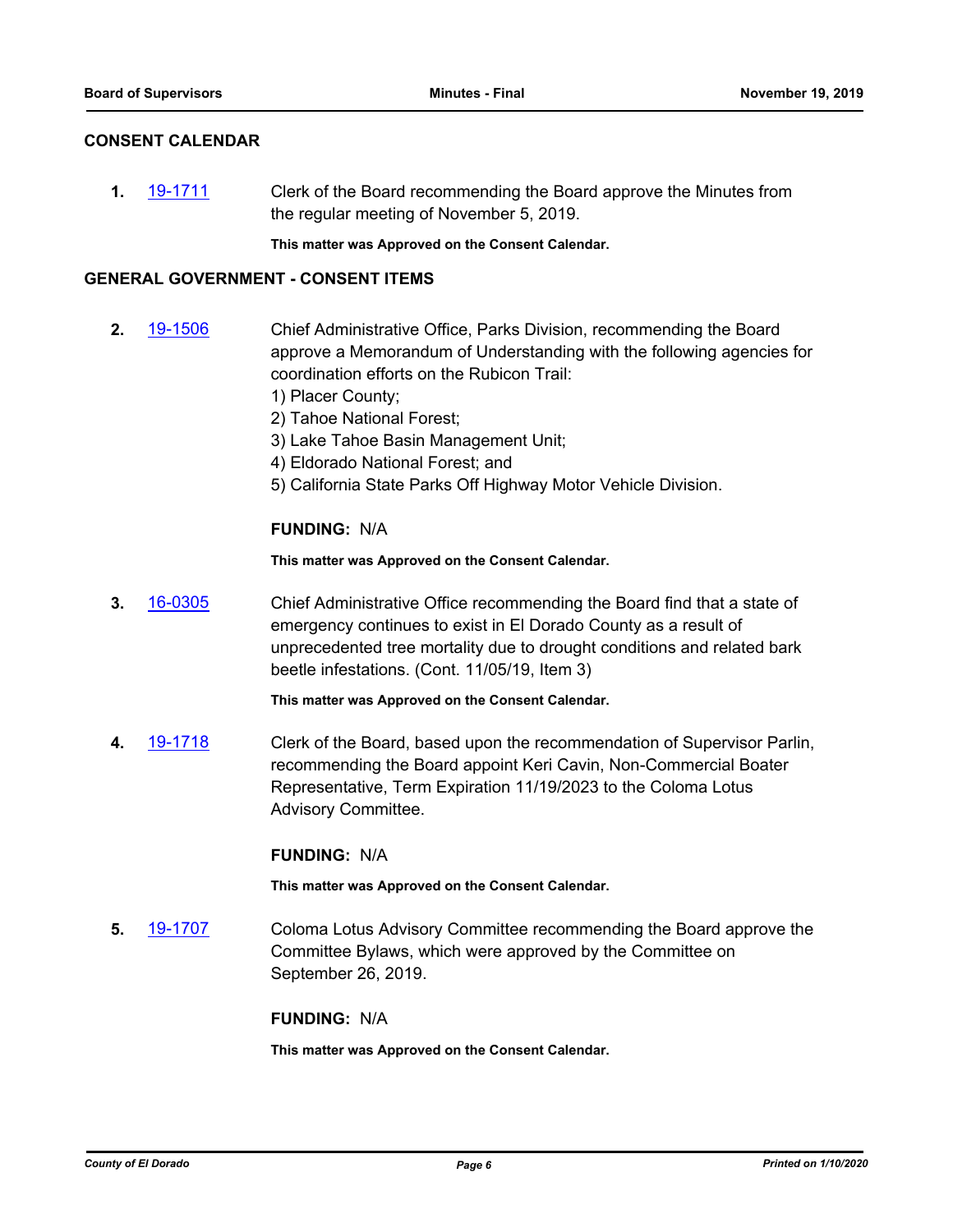## CONSENT CALENDAR

**1.** 19-1711 Clerk of the Board recommending the Board approve the Minutes from the regular meeting of November 5, 2019.

**This matter was Approved on the Consent Calendar.**

## GENERAL GOVERNMENT - CONSENT ITEMS

**2.** 19-1506 Chief Administrative Office, Parks Division, recommending the Board approve a Memorandum of Understanding with the following agencies for coordination efforts on the Rubicon Trail:
1) Placer County;
2) Tahoe National Forest;
3) Lake Tahoe Basin Management Unit;
4) Eldorado National Forest; and
5) California State Parks Off Highway Motor Vehicle Division.

**FUNDING:** N/A

**This matter was Approved on the Consent Calendar.**

**3.** 16-0305 Chief Administrative Office recommending the Board find that a state of emergency continues to exist in El Dorado County as a result of unprecedented tree mortality due to drought conditions and related bark beetle infestations. (Cont. 11/05/19, Item 3)

**This matter was Approved on the Consent Calendar.**

**4.** 19-1718 Clerk of the Board, based upon the recommendation of Supervisor Parlin, recommending the Board appoint Keri Cavin, Non-Commercial Boater Representative, Term Expiration 11/19/2023 to the Coloma Lotus Advisory Committee.

**FUNDING:** N/A

**This matter was Approved on the Consent Calendar.**

**5.** 19-1707 Coloma Lotus Advisory Committee recommending the Board approve the Committee Bylaws, which were approved by the Committee on September 26, 2019.

**FUNDING:** N/A

**This matter was Approved on the Consent Calendar.**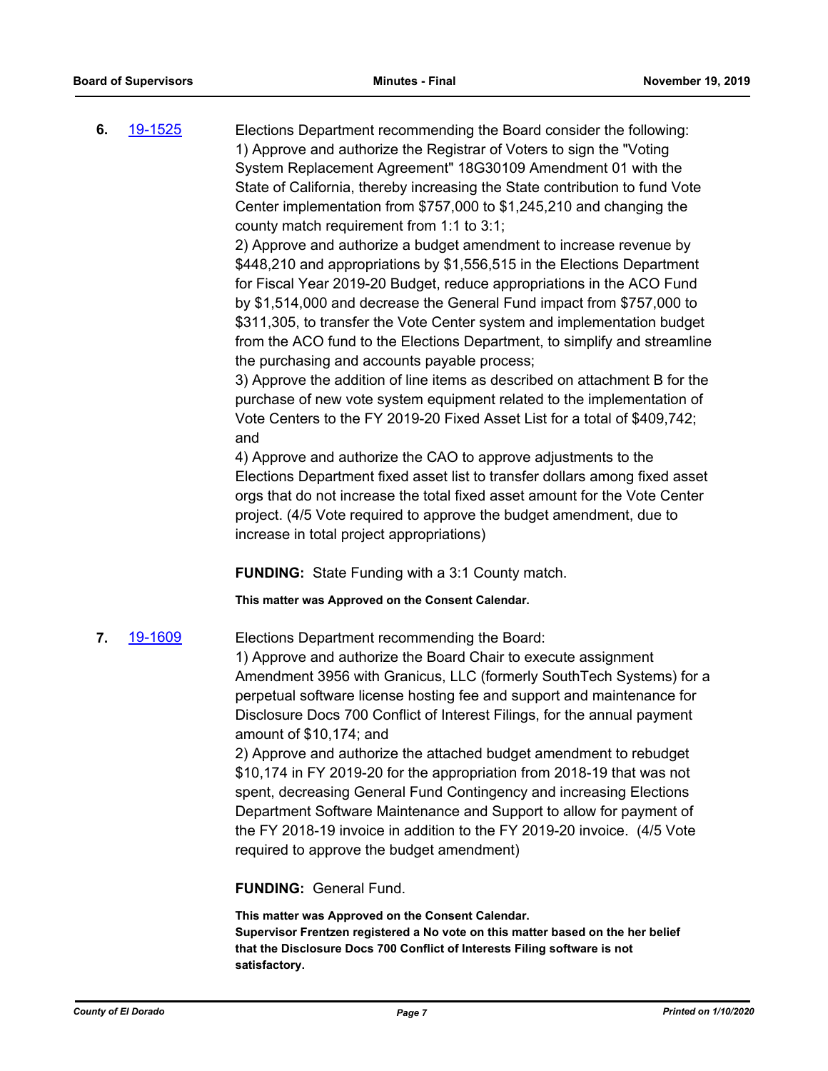**6.** 19-1525

Elections Department recommending the Board consider the following:
1) Approve and authorize the Registrar of Voters to sign the "Voting System Replacement Agreement" 18G30109 Amendment 01 with the State of California, thereby increasing the State contribution to fund Vote Center implementation from $757,000 to $1,245,210 and changing the county match requirement from 1:1 to 3:1;
2) Approve and authorize a budget amendment to increase revenue by $448,210 and appropriations by $1,556,515 in the Elections Department for Fiscal Year 2019-20 Budget, reduce appropriations in the ACO Fund by $1,514,000 and decrease the General Fund impact from $757,000 to $311,305, to transfer the Vote Center system and implementation budget from the ACO fund to the Elections Department, to simplify and streamline the purchasing and accounts payable process;
3) Approve the addition of line items as described on attachment B for the purchase of new vote system equipment related to the implementation of Vote Centers to the FY 2019-20 Fixed Asset List for a total of $409,742; and
4) Approve and authorize the CAO to approve adjustments to the Elections Department fixed asset list to transfer dollars among fixed asset orgs that do not increase the total fixed asset amount for the Vote Center project. (4/5 Vote required to approve the budget amendment, due to increase in total project appropriations)

**FUNDING:** State Funding with a 3:1 County match.

**This matter was Approved on the Consent Calendar.**

**7.** 19-1609

Elections Department recommending the Board:
1) Approve and authorize the Board Chair to execute assignment Amendment 3956 with Granicus, LLC (formerly SouthTech Systems) for a perpetual software license hosting fee and support and maintenance for Disclosure Docs 700 Conflict of Interest Filings, for the annual payment amount of $10,174; and
2) Approve and authorize the attached budget amendment to rebudget $10,174 in FY 2019-20 for the appropriation from 2018-19 that was not spent, decreasing General Fund Contingency and increasing Elections Department Software Maintenance and Support to allow for payment of the FY 2018-19 invoice in addition to the FY 2019-20 invoice. (4/5 Vote required to approve the budget amendment)

**FUNDING:** General Fund.

**This matter was Approved on the Consent Calendar.**
**Supervisor Frentzen registered a No vote on this matter based on the her belief that the Disclosure Docs 700 Conflict of Interests Filing software is not satisfactory.**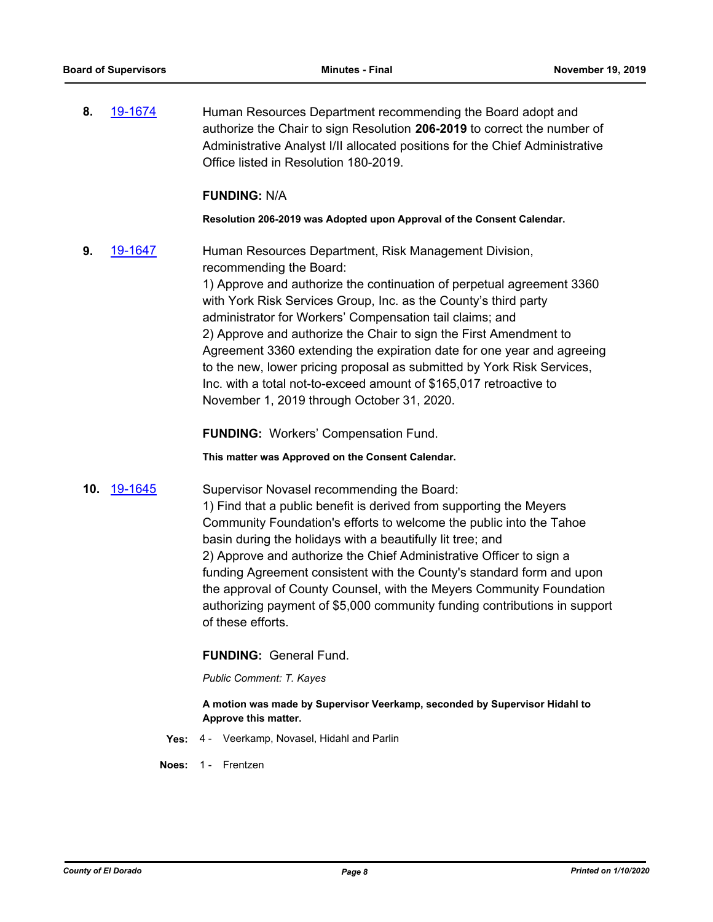**8.** 19-1674 Human Resources Department recommending the Board adopt and authorize the Chair to sign Resolution **206-2019** to correct the number of Administrative Analyst I/II allocated positions for the Chief Administrative Office listed in Resolution 180-2019.

**FUNDING:** N/A

**Resolution 206-2019 was Adopted upon Approval of the Consent Calendar.**

**9.** 19-1647 Human Resources Department, Risk Management Division, recommending the Board:
1) Approve and authorize the continuation of perpetual agreement 3360 with York Risk Services Group, Inc. as the County's third party administrator for Workers' Compensation tail claims; and
2) Approve and authorize the Chair to sign the First Amendment to Agreement 3360 extending the expiration date for one year and agreeing to the new, lower pricing proposal as submitted by York Risk Services, Inc. with a total not-to-exceed amount of $165,017 retroactive to November 1, 2019 through October 31, 2020.

**FUNDING:** Workers' Compensation Fund.

**This matter was Approved on the Consent Calendar.**

**10.** 19-1645 Supervisor Novasel recommending the Board:
1) Find that a public benefit is derived from supporting the Meyers Community Foundation's efforts to welcome the public into the Tahoe basin during the holidays with a beautifully lit tree; and
2) Approve and authorize the Chief Administrative Officer to sign a funding Agreement consistent with the County's standard form and upon the approval of County Counsel, with the Meyers Community Foundation authorizing payment of $5,000 community funding contributions in support of these efforts.

**FUNDING:** General Fund.

*Public Comment: T. Kayes*

**A motion was made by Supervisor Veerkamp, seconded by Supervisor Hidahl to Approve this matter.**

**Yes:** 4 - Veerkamp, Novasel, Hidahl and Parlin

**Noes:** 1 - Frentzen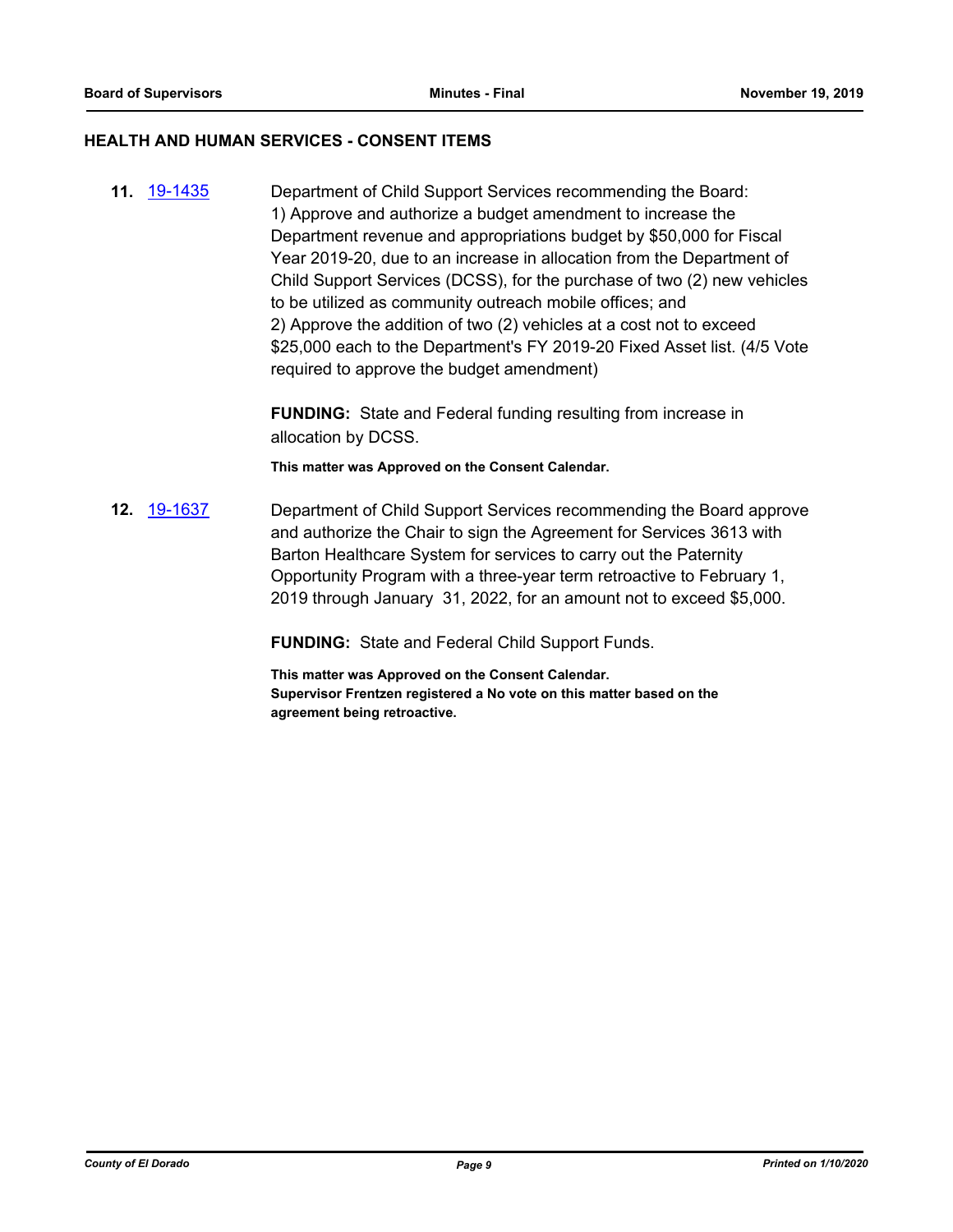## HEALTH AND HUMAN SERVICES - CONSENT ITEMS

**11.** 19-1435 Department of Child Support Services recommending the Board:
1) Approve and authorize a budget amendment to increase the Department revenue and appropriations budget by $50,000 for Fiscal Year 2019-20, due to an increase in allocation from the Department of Child Support Services (DCSS), for the purchase of two (2) new vehicles to be utilized as community outreach mobile offices; and
2) Approve the addition of two (2) vehicles at a cost not to exceed $25,000 each to the Department's FY 2019-20 Fixed Asset list. (4/5 Vote required to approve the budget amendment)

**FUNDING:** State and Federal funding resulting from increase in allocation by DCSS.

**This matter was Approved on the Consent Calendar.**

**12.** 19-1637 Department of Child Support Services recommending the Board approve and authorize the Chair to sign the Agreement for Services 3613 with Barton Healthcare System for services to carry out the Paternity Opportunity Program with a three-year term retroactive to February 1, 2019 through January 31, 2022, for an amount not to exceed $5,000.

**FUNDING:** State and Federal Child Support Funds.

**This matter was Approved on the Consent Calendar.**
**Supervisor Frentzen registered a No vote on this matter based on the agreement being retroactive.**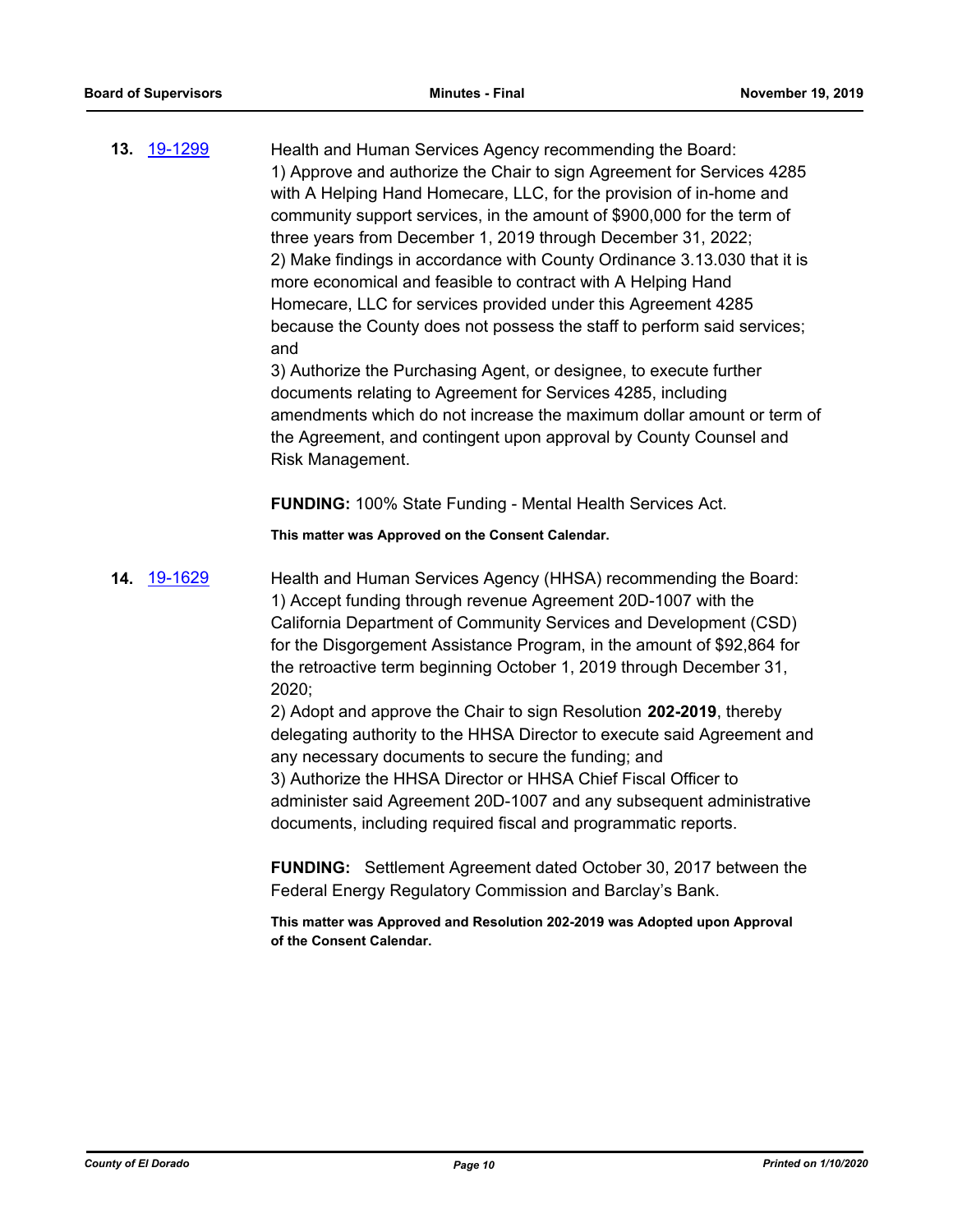**13.** 19-1299

Health and Human Services Agency recommending the Board:
1) Approve and authorize the Chair to sign Agreement for Services 4285 with A Helping Hand Homecare, LLC, for the provision of in-home and community support services, in the amount of $900,000 for the term of three years from December 1, 2019 through December 31, 2022;
2) Make findings in accordance with County Ordinance 3.13.030 that it is more economical and feasible to contract with A Helping Hand Homecare, LLC for services provided under this Agreement 4285 because the County does not possess the staff to perform said services; and
3) Authorize the Purchasing Agent, or designee, to execute further documents relating to Agreement for Services 4285, including amendments which do not increase the maximum dollar amount or term of the Agreement, and contingent upon approval by County Counsel and Risk Management.

**FUNDING:** 100% State Funding - Mental Health Services Act.

**This matter was Approved on the Consent Calendar.**

**14.** 19-1629

Health and Human Services Agency (HHSA) recommending the Board:
1) Accept funding through revenue Agreement 20D-1007 with the California Department of Community Services and Development (CSD) for the Disgorgement Assistance Program, in the amount of $92,864 for the retroactive term beginning October 1, 2019 through December 31, 2020;
2) Adopt and approve the Chair to sign Resolution **202-2019**, thereby delegating authority to the HHSA Director to execute said Agreement and any necessary documents to secure the funding; and
3) Authorize the HHSA Director or HHSA Chief Fiscal Officer to administer said Agreement 20D-1007 and any subsequent administrative documents, including required fiscal and programmatic reports.

**FUNDING:** Settlement Agreement dated October 30, 2017 between the Federal Energy Regulatory Commission and Barclay's Bank.

**This matter was Approved and Resolution 202-2019 was Adopted upon Approval of the Consent Calendar.**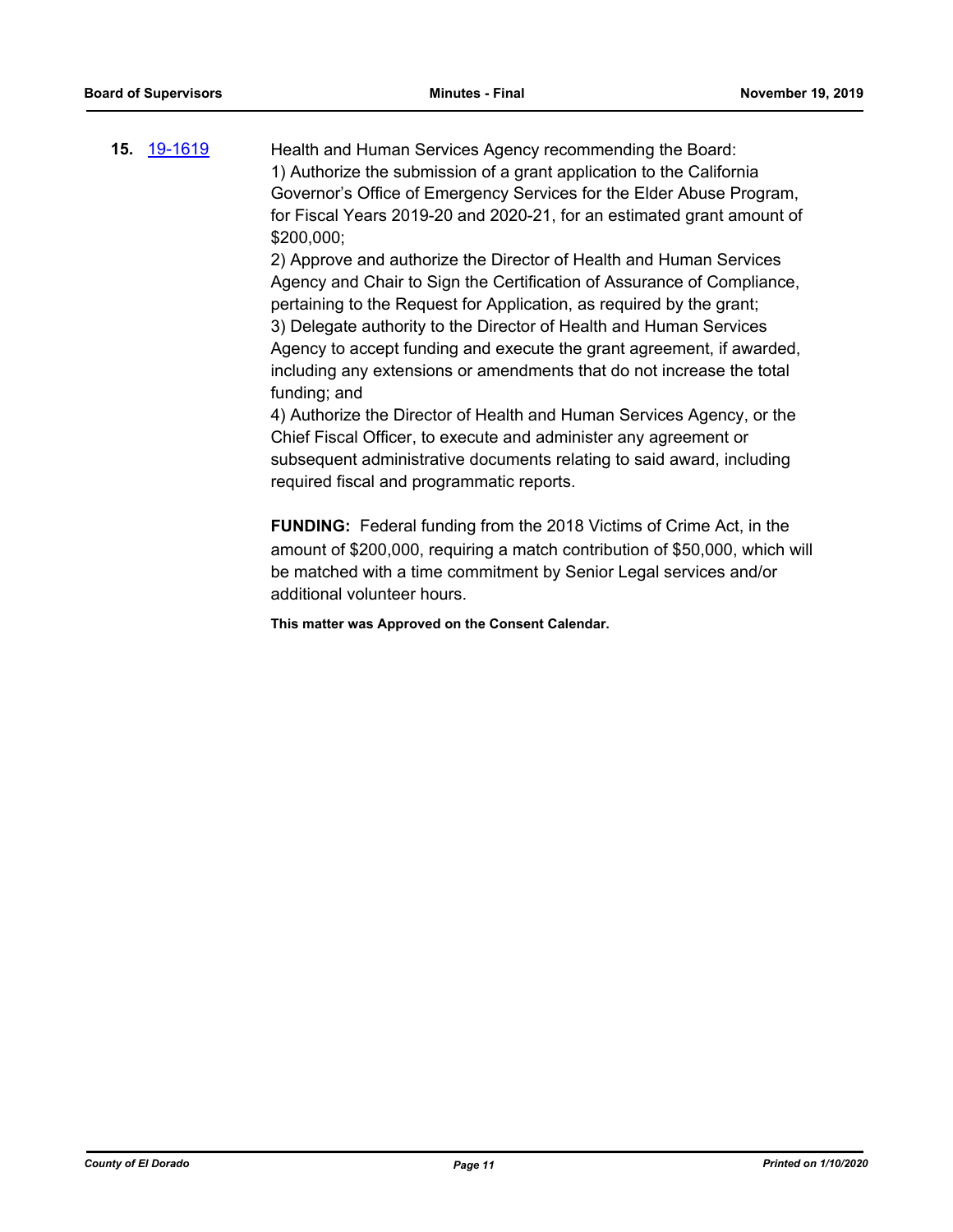**15.** [19-1619]

Health and Human Services Agency recommending the Board:
1) Authorize the submission of a grant application to the California Governor's Office of Emergency Services for the Elder Abuse Program, for Fiscal Years 2019-20 and 2020-21, for an estimated grant amount of $200,000;
2) Approve and authorize the Director of Health and Human Services Agency and Chair to Sign the Certification of Assurance of Compliance, pertaining to the Request for Application, as required by the grant;
3) Delegate authority to the Director of Health and Human Services Agency to accept funding and execute the grant agreement, if awarded, including any extensions or amendments that do not increase the total funding; and
4) Authorize the Director of Health and Human Services Agency, or the Chief Fiscal Officer, to execute and administer any agreement or subsequent administrative documents relating to said award, including required fiscal and programmatic reports.

**FUNDING:** Federal funding from the 2018 Victims of Crime Act, in the amount of $200,000, requiring a match contribution of $50,000, which will be matched with a time commitment by Senior Legal services and/or additional volunteer hours.

**This matter was Approved on the Consent Calendar.**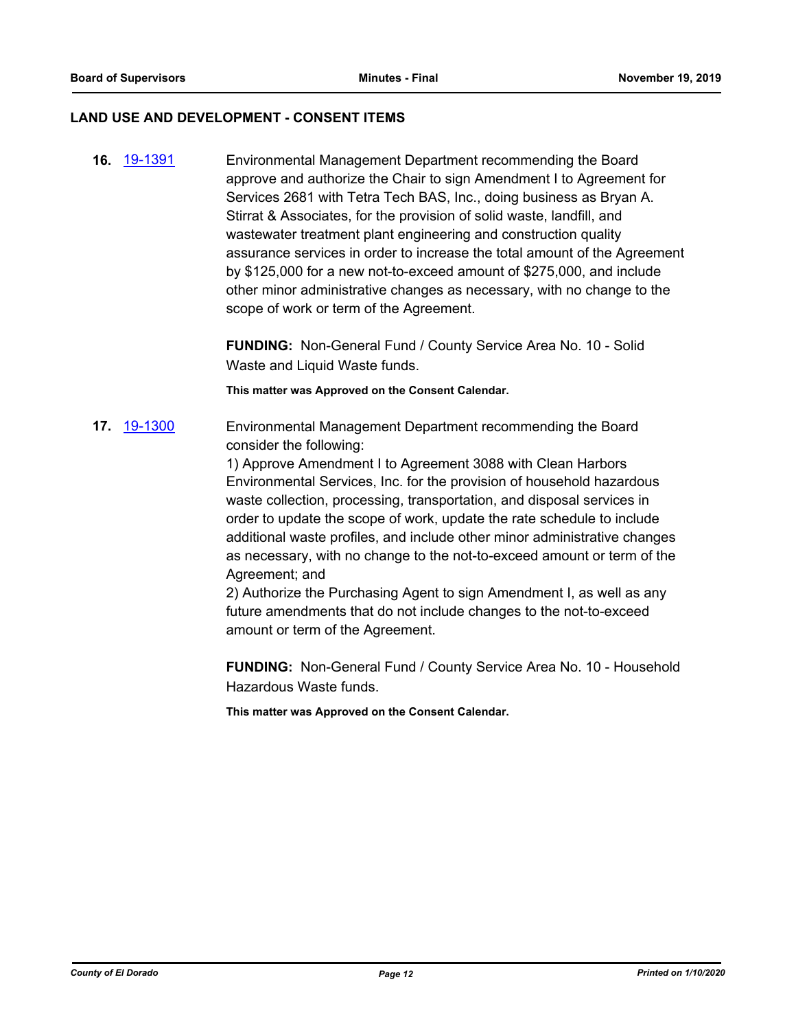## LAND USE AND DEVELOPMENT - CONSENT ITEMS

**16.** 19-1391 Environmental Management Department recommending the Board approve and authorize the Chair to sign Amendment I to Agreement for Services 2681 with Tetra Tech BAS, Inc., doing business as Bryan A. Stirrat & Associates, for the provision of solid waste, landfill, and wastewater treatment plant engineering and construction quality assurance services in order to increase the total amount of the Agreement by $125,000 for a new not-to-exceed amount of $275,000, and include other minor administrative changes as necessary, with no change to the scope of work or term of the Agreement.

**FUNDING:** Non-General Fund / County Service Area No. 10 - Solid Waste and Liquid Waste funds.

**This matter was Approved on the Consent Calendar.**

**17.** 19-1300 Environmental Management Department recommending the Board consider the following:

1) Approve Amendment I to Agreement 3088 with Clean Harbors Environmental Services, Inc. for the provision of household hazardous waste collection, processing, transportation, and disposal services in order to update the scope of work, update the rate schedule to include additional waste profiles, and include other minor administrative changes as necessary, with no change to the not-to-exceed amount or term of the Agreement; and

2) Authorize the Purchasing Agent to sign Amendment I, as well as any future amendments that do not include changes to the not-to-exceed amount or term of the Agreement.

**FUNDING:** Non-General Fund / County Service Area No. 10 - Household Hazardous Waste funds.

**This matter was Approved on the Consent Calendar.**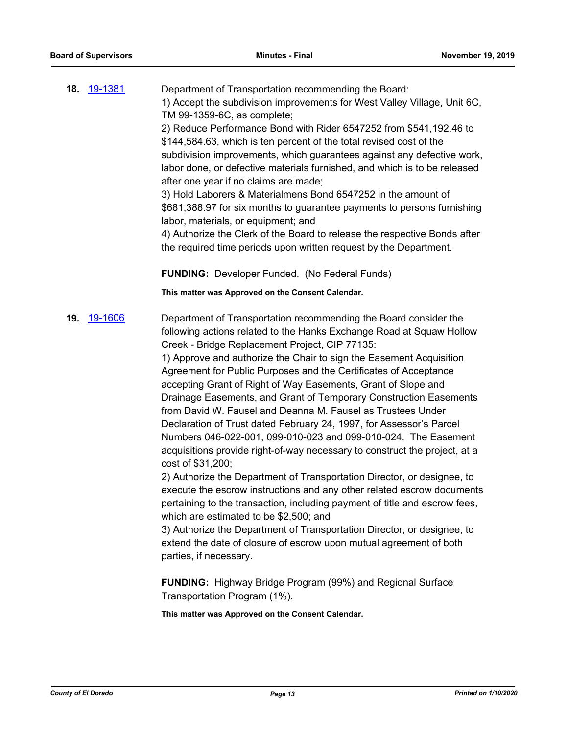**18.** 19-1381

Department of Transportation recommending the Board:
1) Accept the subdivision improvements for West Valley Village, Unit 6C, TM 99-1359-6C, as complete;
2) Reduce Performance Bond with Rider 6547252 from $541,192.46 to $144,584.63, which is ten percent of the total revised cost of the subdivision improvements, which guarantees against any defective work, labor done, or defective materials furnished, and which is to be released after one year if no claims are made;
3) Hold Laborers & Materialmens Bond 6547252 in the amount of $681,388.97 for six months to guarantee payments to persons furnishing labor, materials, or equipment; and
4) Authorize the Clerk of the Board to release the respective Bonds after the required time periods upon written request by the Department.

**FUNDING:** Developer Funded. (No Federal Funds)

**This matter was Approved on the Consent Calendar.**

**19.** 19-1606

Department of Transportation recommending the Board consider the following actions related to the Hanks Exchange Road at Squaw Hollow Creek - Bridge Replacement Project, CIP 77135:
1) Approve and authorize the Chair to sign the Easement Acquisition Agreement for Public Purposes and the Certificates of Acceptance accepting Grant of Right of Way Easements, Grant of Slope and Drainage Easements, and Grant of Temporary Construction Easements from David W. Fausel and Deanna M. Fausel as Trustees Under Declaration of Trust dated February 24, 1997, for Assessor's Parcel Numbers 046-022-001, 099-010-023 and 099-010-024. The Easement acquisitions provide right-of-way necessary to construct the project, at a cost of $31,200;
2) Authorize the Department of Transportation Director, or designee, to execute the escrow instructions and any other related escrow documents pertaining to the transaction, including payment of title and escrow fees, which are estimated to be $2,500; and
3) Authorize the Department of Transportation Director, or designee, to extend the date of closure of escrow upon mutual agreement of both parties, if necessary.

**FUNDING:** Highway Bridge Program (99%) and Regional Surface Transportation Program (1%).

**This matter was Approved on the Consent Calendar.**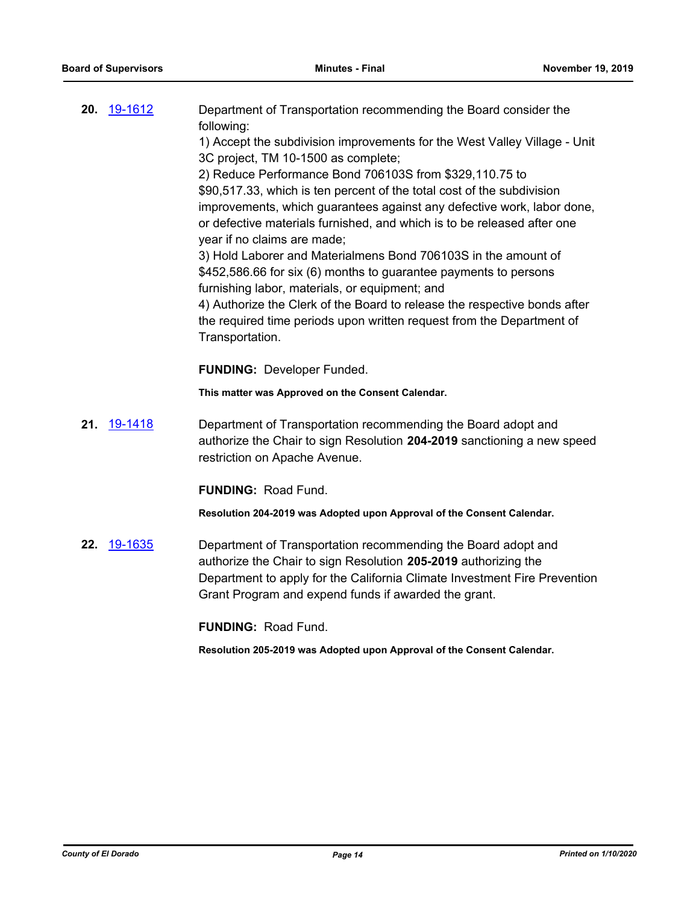**20.** [19-1612](19-1612) Department of Transportation recommending the Board consider the following:

1) Accept the subdivision improvements for the West Valley Village - Unit 3C project, TM 10-1500 as complete;

2) Reduce Performance Bond 706103S from $329,110.75 to $90,517.33, which is ten percent of the total cost of the subdivision improvements, which guarantees against any defective work, labor done, or defective materials furnished, and which is to be released after one year if no claims are made;

3) Hold Laborer and Materialmens Bond 706103S in the amount of $452,586.66 for six (6) months to guarantee payments to persons furnishing labor, materials, or equipment; and

4) Authorize the Clerk of the Board to release the respective bonds after the required time periods upon written request from the Department of Transportation.

**FUNDING:** Developer Funded.

**This matter was Approved on the Consent Calendar.**

**21.** [19-1418](19-1418) Department of Transportation recommending the Board adopt and authorize the Chair to sign Resolution **204-2019** sanctioning a new speed restriction on Apache Avenue.

**FUNDING:** Road Fund.

**Resolution 204-2019 was Adopted upon Approval of the Consent Calendar.**

**22.** [19-1635](19-1635) Department of Transportation recommending the Board adopt and authorize the Chair to sign Resolution **205-2019** authorizing the Department to apply for the California Climate Investment Fire Prevention Grant Program and expend funds if awarded the grant.

**FUNDING:** Road Fund.

**Resolution 205-2019 was Adopted upon Approval of the Consent Calendar.**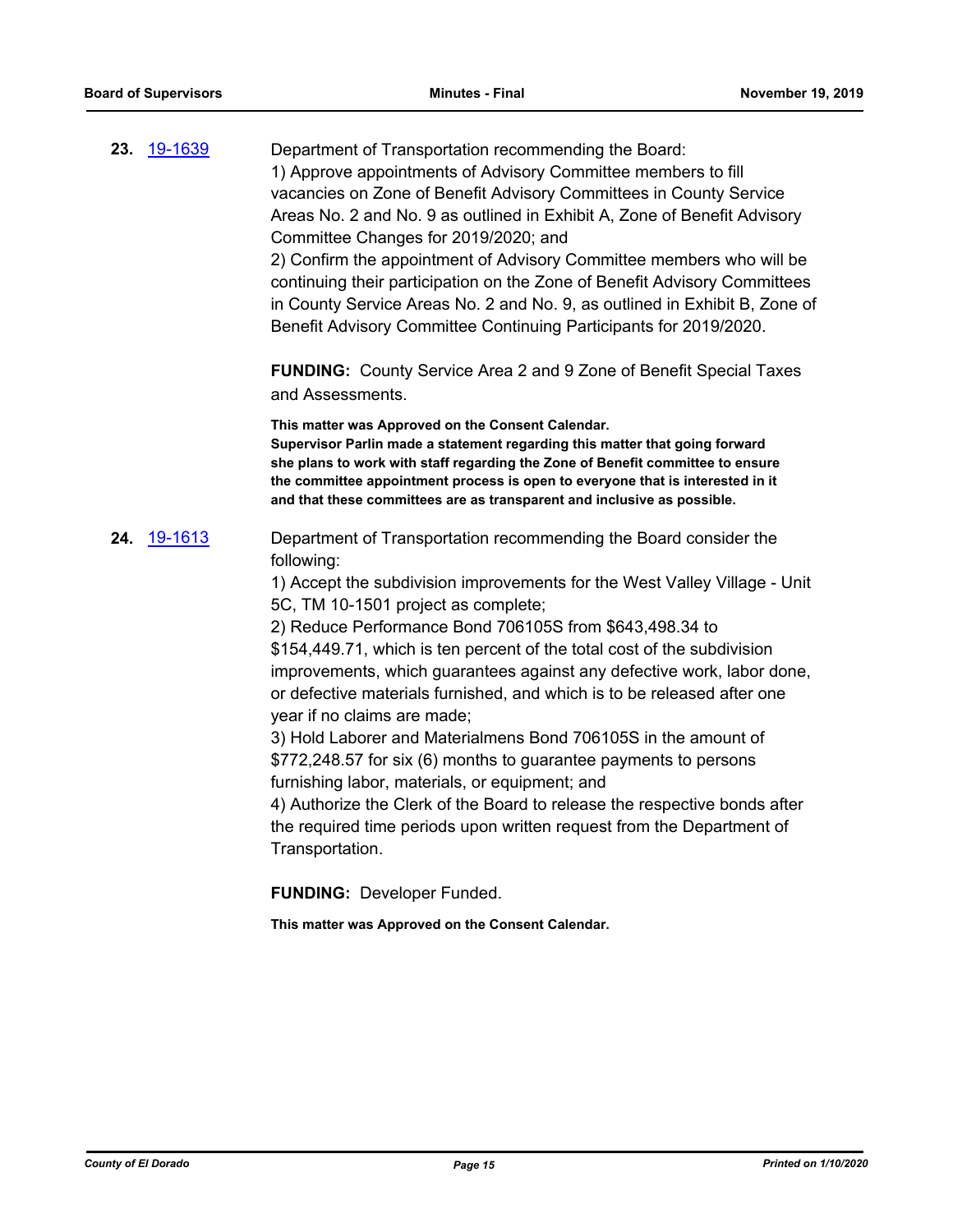**23.** [19-1639](19-1639)

Department of Transportation recommending the Board:
1) Approve appointments of Advisory Committee members to fill vacancies on Zone of Benefit Advisory Committees in County Service Areas No. 2 and No. 9 as outlined in Exhibit A, Zone of Benefit Advisory Committee Changes for 2019/2020; and
2) Confirm the appointment of Advisory Committee members who will be continuing their participation on the Zone of Benefit Advisory Committees in County Service Areas No. 2 and No. 9, as outlined in Exhibit B, Zone of Benefit Advisory Committee Continuing Participants for 2019/2020.

**FUNDING:** County Service Area 2 and 9 Zone of Benefit Special Taxes and Assessments.

**This matter was Approved on the Consent Calendar.**
**Supervisor Parlin made a statement regarding this matter that going forward she plans to work with staff regarding the Zone of Benefit committee to ensure the committee appointment process is open to everyone that is interested in it and that these committees are as transparent and inclusive as possible.**

**24.** [19-1613](19-1613)

Department of Transportation recommending the Board consider the following:
1) Accept the subdivision improvements for the West Valley Village - Unit 5C, TM 10-1501 project as complete;
2) Reduce Performance Bond 706105S from $643,498.34 to $154,449.71, which is ten percent of the total cost of the subdivision improvements, which guarantees against any defective work, labor done, or defective materials furnished, and which is to be released after one year if no claims are made;
3) Hold Laborer and Materialmens Bond 706105S in the amount of $772,248.57 for six (6) months to guarantee payments to persons furnishing labor, materials, or equipment; and
4) Authorize the Clerk of the Board to release the respective bonds after the required time periods upon written request from the Department of Transportation.

**FUNDING:** Developer Funded.

**This matter was Approved on the Consent Calendar.**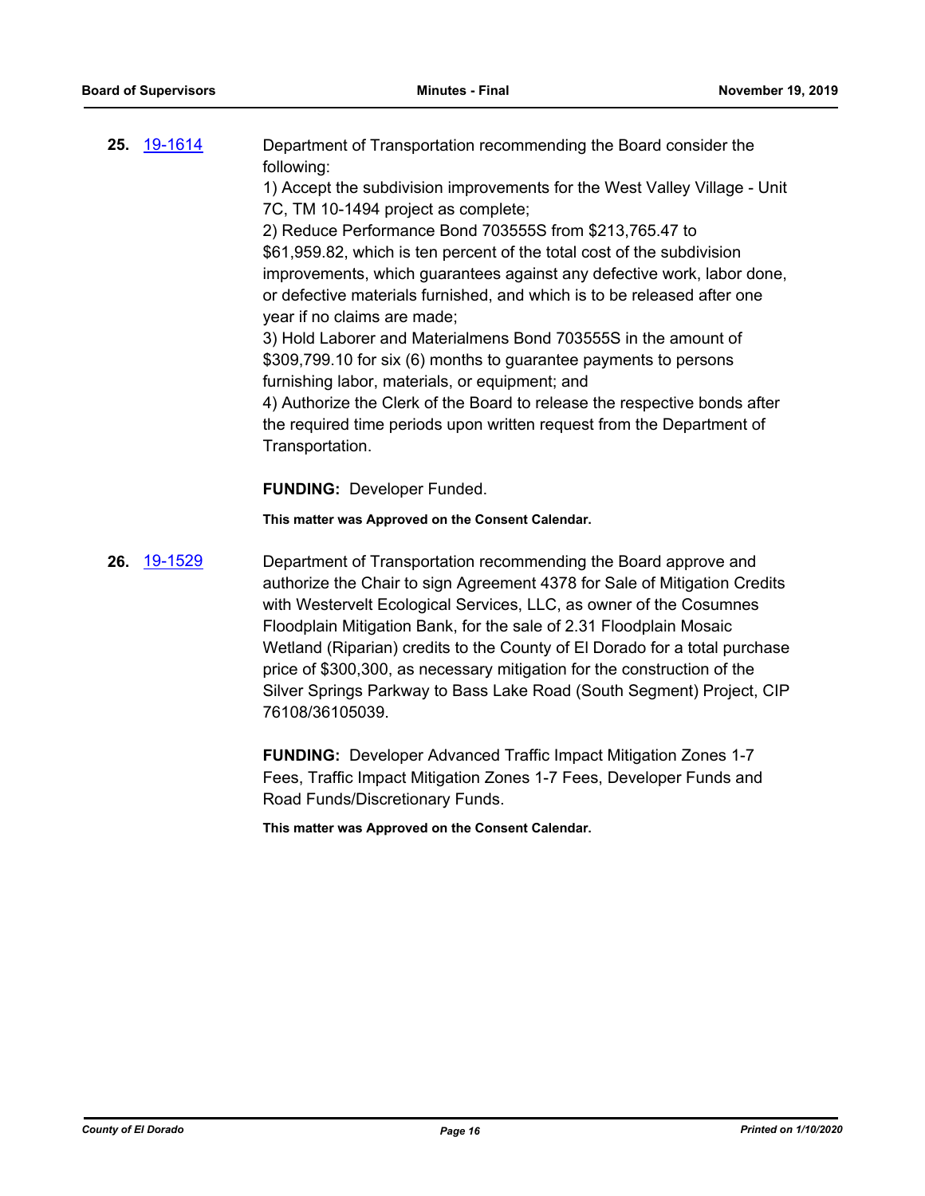**25.** 19-1614

Department of Transportation recommending the Board consider the following:

1) Accept the subdivision improvements for the West Valley Village - Unit 7C, TM 10-1494 project as complete;

2) Reduce Performance Bond 703555S from $213,765.47 to $61,959.82, which is ten percent of the total cost of the subdivision improvements, which guarantees against any defective work, labor done, or defective materials furnished, and which is to be released after one year if no claims are made;

3) Hold Laborer and Materialmens Bond 703555S in the amount of $309,799.10 for six (6) months to guarantee payments to persons furnishing labor, materials, or equipment; and

4) Authorize the Clerk of the Board to release the respective bonds after the required time periods upon written request from the Department of Transportation.

**FUNDING:** Developer Funded.

**This matter was Approved on the Consent Calendar.**

**26.** 19-1529

Department of Transportation recommending the Board approve and authorize the Chair to sign Agreement 4378 for Sale of Mitigation Credits with Westervelt Ecological Services, LLC, as owner of the Cosumnes Floodplain Mitigation Bank, for the sale of 2.31 Floodplain Mosaic Wetland (Riparian) credits to the County of El Dorado for a total purchase price of $300,300, as necessary mitigation for the construction of the Silver Springs Parkway to Bass Lake Road (South Segment) Project, CIP 76108/36105039.

**FUNDING:** Developer Advanced Traffic Impact Mitigation Zones 1-7 Fees, Traffic Impact Mitigation Zones 1-7 Fees, Developer Funds and Road Funds/Discretionary Funds.

**This matter was Approved on the Consent Calendar.**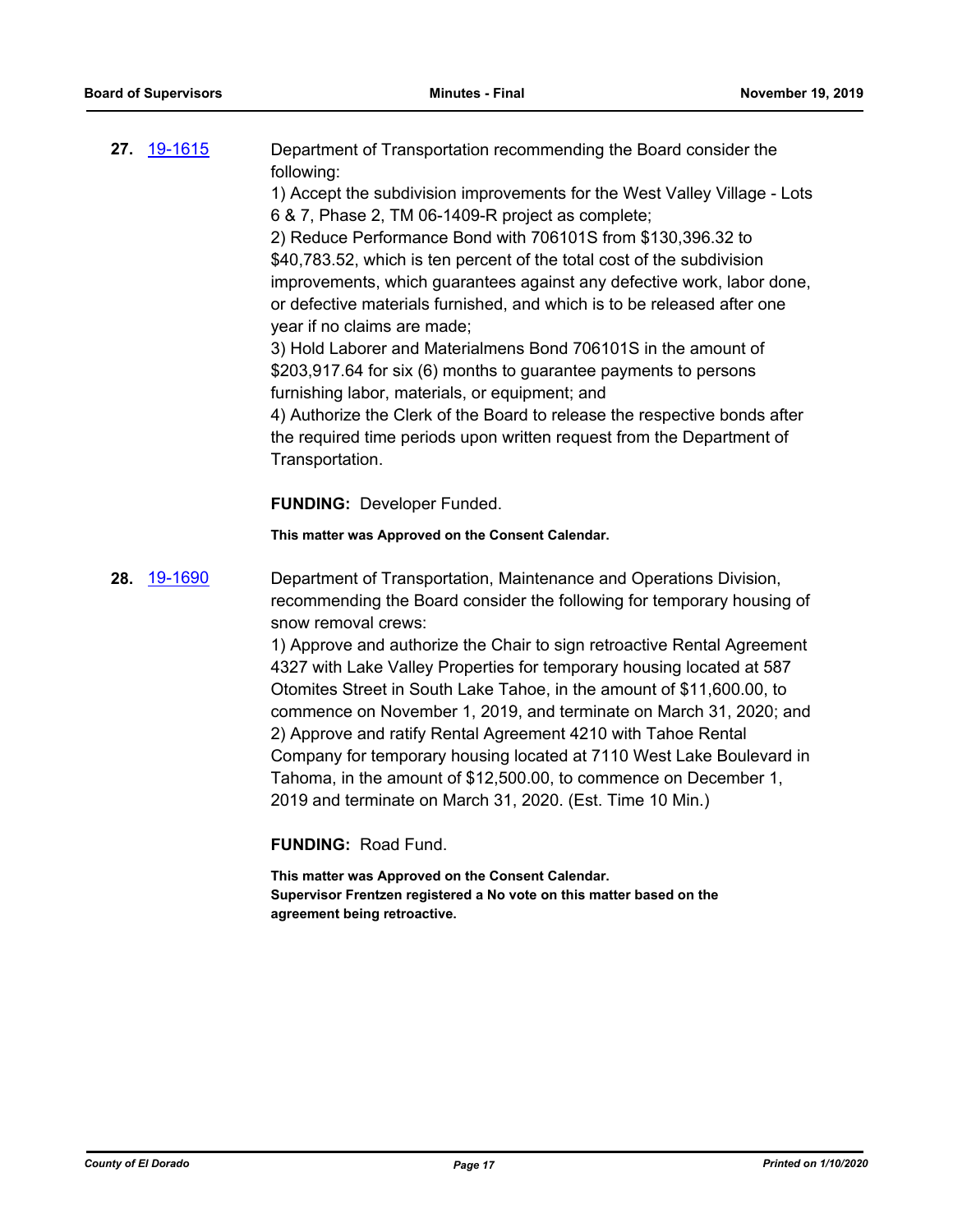**27.** 19-1615

Department of Transportation recommending the Board consider the following:

1) Accept the subdivision improvements for the West Valley Village - Lots 6 & 7, Phase 2, TM 06-1409-R project as complete;

2) Reduce Performance Bond with 706101S from $130,396.32 to $40,783.52, which is ten percent of the total cost of the subdivision improvements, which guarantees against any defective work, labor done, or defective materials furnished, and which is to be released after one year if no claims are made;

3) Hold Laborer and Materialmens Bond 706101S in the amount of $203,917.64 for six (6) months to guarantee payments to persons furnishing labor, materials, or equipment; and

4) Authorize the Clerk of the Board to release the respective bonds after the required time periods upon written request from the Department of Transportation.

**FUNDING:** Developer Funded.

**This matter was Approved on the Consent Calendar.**

**28.** 19-1690

Department of Transportation, Maintenance and Operations Division, recommending the Board consider the following for temporary housing of snow removal crews:

1) Approve and authorize the Chair to sign retroactive Rental Agreement 4327 with Lake Valley Properties for temporary housing located at 587 Otomites Street in South Lake Tahoe, in the amount of $11,600.00, to commence on November 1, 2019, and terminate on March 31, 2020; and

2) Approve and ratify Rental Agreement 4210 with Tahoe Rental Company for temporary housing located at 7110 West Lake Boulevard in Tahoma, in the amount of $12,500.00, to commence on December 1, 2019 and terminate on March 31, 2020. (Est. Time 10 Min.)

**FUNDING:** Road Fund.

**This matter was Approved on the Consent Calendar.**
**Supervisor Frentzen registered a No vote on this matter based on the agreement being retroactive.**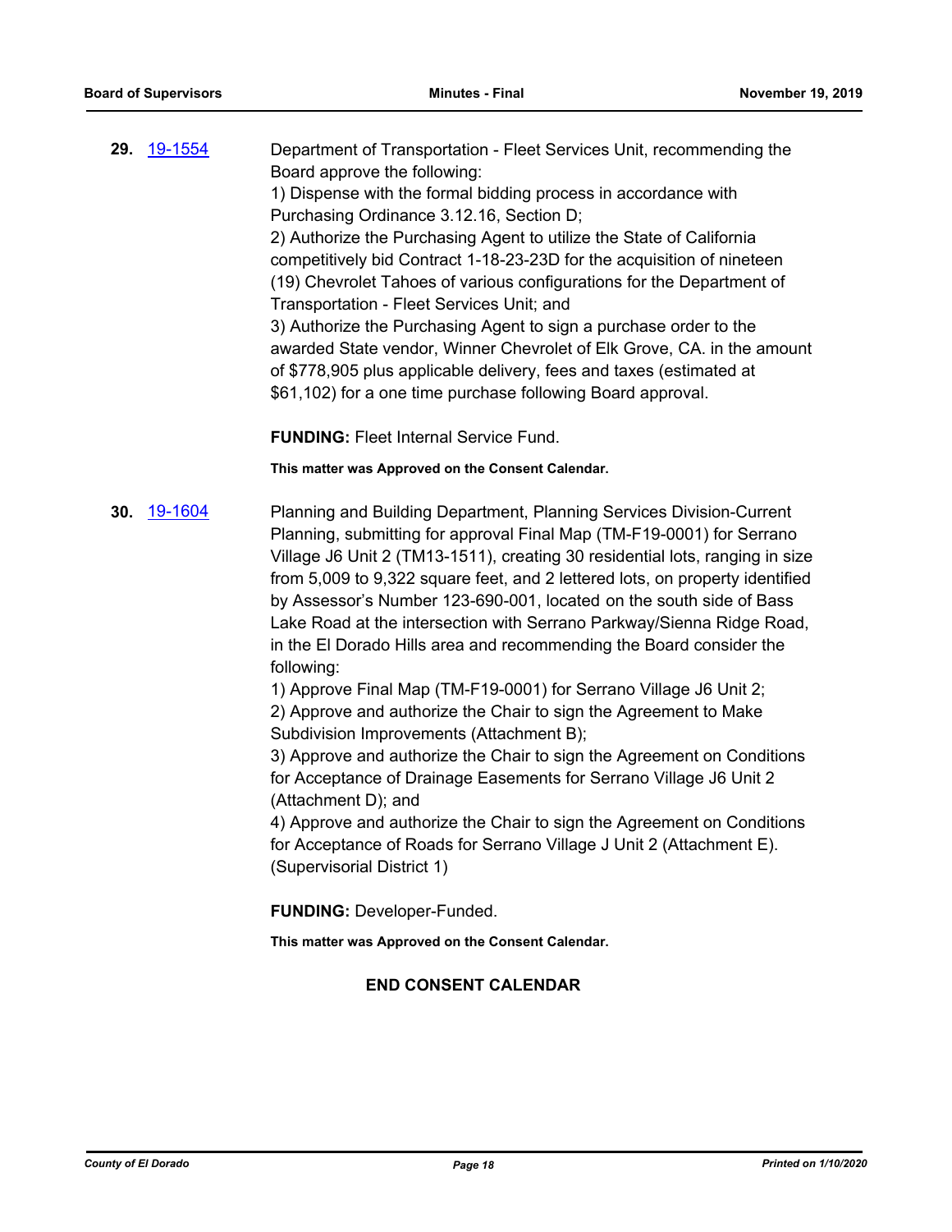**29.** [19-1554](19-1554)

Department of Transportation - Fleet Services Unit, recommending the Board approve the following:
1) Dispense with the formal bidding process in accordance with Purchasing Ordinance 3.12.16, Section D;
2) Authorize the Purchasing Agent to utilize the State of California competitively bid Contract 1-18-23-23D for the acquisition of nineteen (19) Chevrolet Tahoes of various configurations for the Department of Transportation - Fleet Services Unit; and
3) Authorize the Purchasing Agent to sign a purchase order to the awarded State vendor, Winner Chevrolet of Elk Grove, CA. in the amount of $778,905 plus applicable delivery, fees and taxes (estimated at $61,102) for a one time purchase following Board approval.

**FUNDING:** Fleet Internal Service Fund.

**This matter was Approved on the Consent Calendar.**

**30.** [19-1604](19-1604)

Planning and Building Department, Planning Services Division-Current Planning, submitting for approval Final Map (TM-F19-0001) for Serrano Village J6 Unit 2 (TM13-1511), creating 30 residential lots, ranging in size from 5,009 to 9,322 square feet, and 2 lettered lots, on property identified by Assessor's Number 123-690-001, located on the south side of Bass Lake Road at the intersection with Serrano Parkway/Sienna Ridge Road, in the El Dorado Hills area and recommending the Board consider the following:
1) Approve Final Map (TM-F19-0001) for Serrano Village J6 Unit 2;
2) Approve and authorize the Chair to sign the Agreement to Make Subdivision Improvements (Attachment B);
3) Approve and authorize the Chair to sign the Agreement on Conditions for Acceptance of Drainage Easements for Serrano Village J6 Unit 2 (Attachment D); and
4) Approve and authorize the Chair to sign the Agreement on Conditions for Acceptance of Roads for Serrano Village J Unit 2 (Attachment E). (Supervisorial District 1)

**FUNDING:** Developer-Funded.

**This matter was Approved on the Consent Calendar.**

**END CONSENT CALENDAR**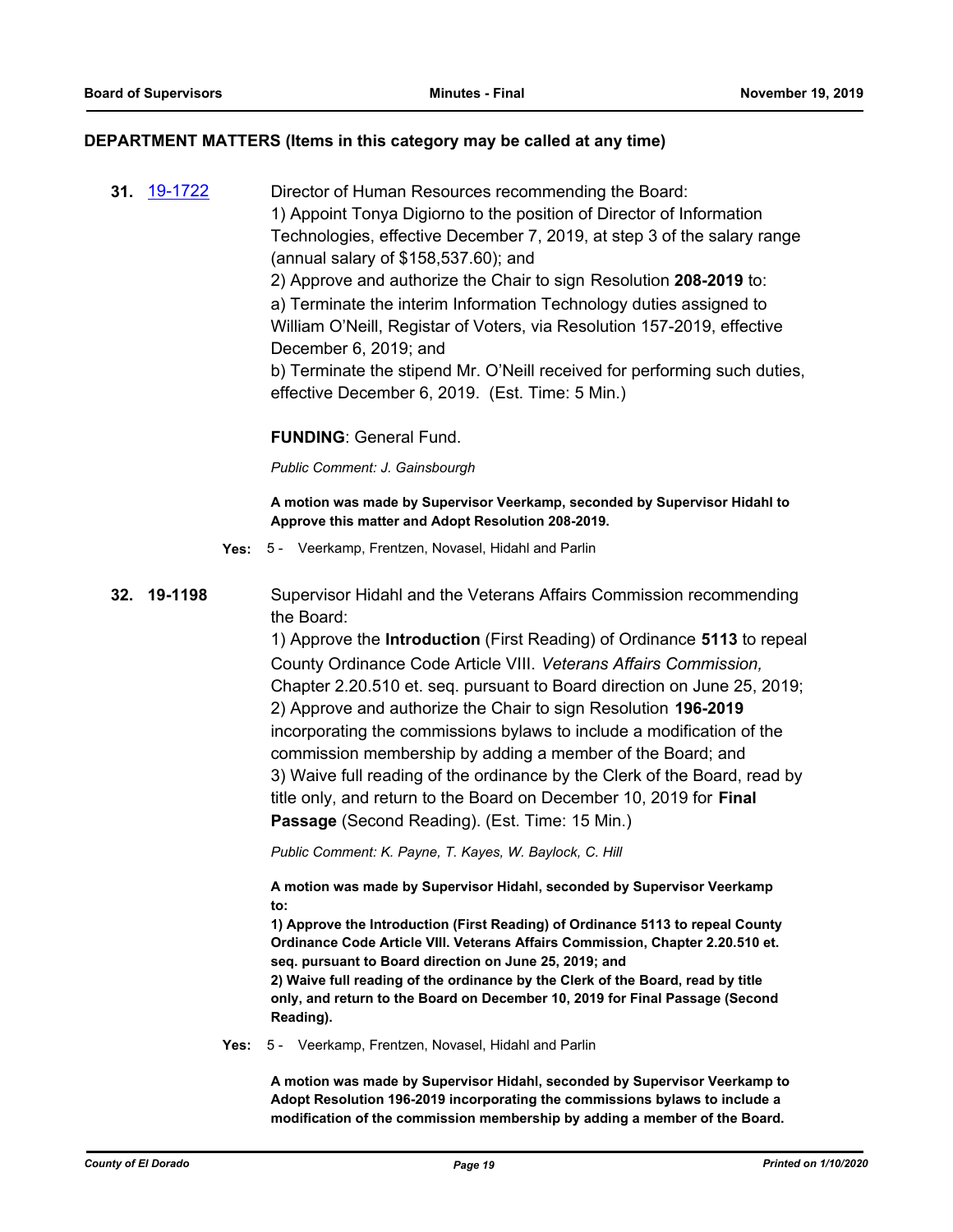## DEPARTMENT MATTERS (Items in this category may be called at any time)

**31.** [19-1722](19-1722)

Director of Human Resources recommending the Board:
1) Appoint Tonya Digiorno to the position of Director of Information Technologies, effective December 7, 2019, at step 3 of the salary range (annual salary of $158,537.60); and
2) Approve and authorize the Chair to sign Resolution **208-2019** to:
a) Terminate the interim Information Technology duties assigned to William O'Neill, Registar of Voters, via Resolution 157-2019, effective December 6, 2019; and
b) Terminate the stipend Mr. O'Neill received for performing such duties, effective December 6, 2019. (Est. Time: 5 Min.)

**FUNDING**: General Fund.

*Public Comment: J. Gainsbourgh*

**A motion was made by Supervisor Veerkamp, seconded by Supervisor Hidahl to Approve this matter and Adopt Resolution 208-2019.**

**Yes:** 5 - Veerkamp, Frentzen, Novasel, Hidahl and Parlin

**32. 19-1198**

Supervisor Hidahl and the Veterans Affairs Commission recommending the Board:
1) Approve the **Introduction** (First Reading) of Ordinance **5113** to repeal County Ordinance Code Article VIII. *Veterans Affairs Commission,* Chapter 2.20.510 et. seq. pursuant to Board direction on June 25, 2019;
2) Approve and authorize the Chair to sign Resolution **196-2019** incorporating the commissions bylaws to include a modification of the commission membership by adding a member of the Board; and
3) Waive full reading of the ordinance by the Clerk of the Board, read by title only, and return to the Board on December 10, 2019 for **Final Passage** (Second Reading). (Est. Time: 15 Min.)

*Public Comment: K. Payne, T. Kayes, W. Baylock, C. Hill*

**A motion was made by Supervisor Hidahl, seconded by Supervisor Veerkamp to:**
**1) Approve the Introduction (First Reading) of Ordinance 5113 to repeal County Ordinance Code Article VIII. Veterans Affairs Commission, Chapter 2.20.510 et. seq. pursuant to Board direction on June 25, 2019; and**
**2) Waive full reading of the ordinance by the Clerk of the Board, read by title only, and return to the Board on December 10, 2019 for Final Passage (Second Reading).**

**Yes:** 5 - Veerkamp, Frentzen, Novasel, Hidahl and Parlin

**A motion was made by Supervisor Hidahl, seconded by Supervisor Veerkamp to Adopt Resolution 196-2019 incorporating the commissions bylaws to include a modification of the commission membership by adding a member of the Board.**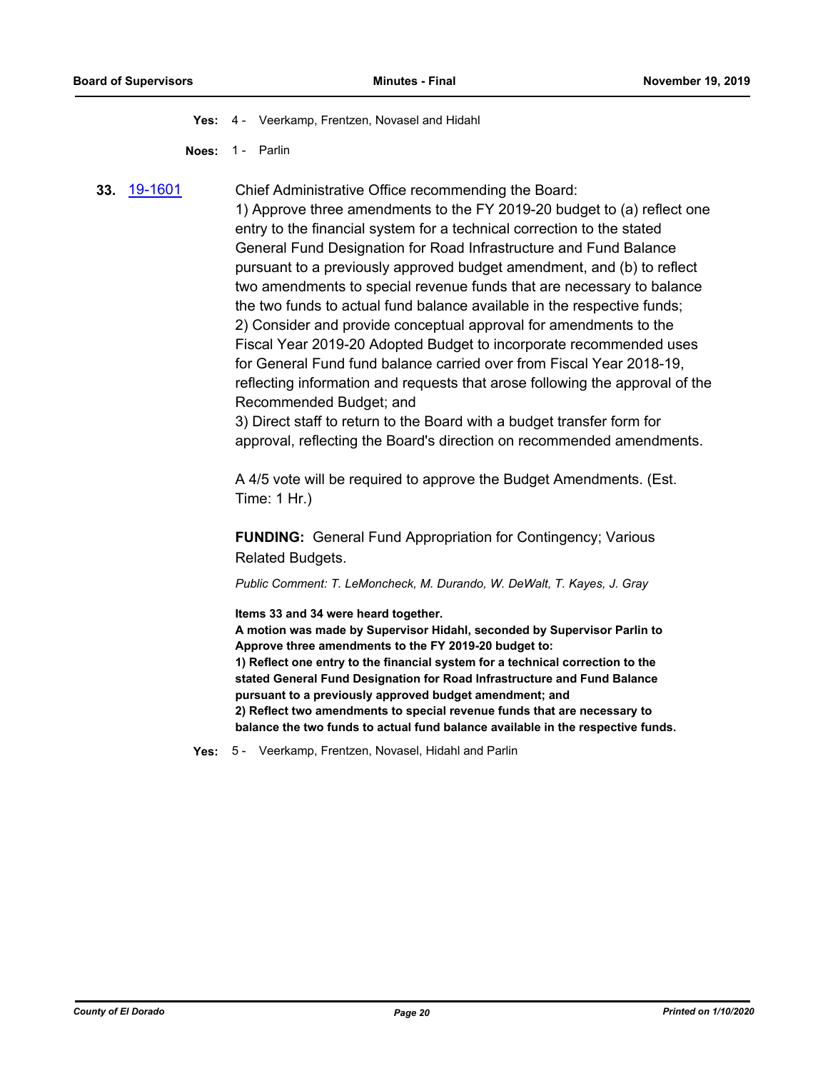**Yes:** 4 - Veerkamp, Frentzen, Novasel and Hidahl

**Noes:** 1 - Parlin

**33.** [19-1601](19-1601)

Chief Administrative Office recommending the Board:
1) Approve three amendments to the FY 2019-20 budget to (a) reflect one entry to the financial system for a technical correction to the stated General Fund Designation for Road Infrastructure and Fund Balance pursuant to a previously approved budget amendment, and (b) to reflect two amendments to special revenue funds that are necessary to balance the two funds to actual fund balance available in the respective funds;
2) Consider and provide conceptual approval for amendments to the Fiscal Year 2019-20 Adopted Budget to incorporate recommended uses for General Fund fund balance carried over from Fiscal Year 2018-19, reflecting information and requests that arose following the approval of the Recommended Budget; and
3) Direct staff to return to the Board with a budget transfer form for approval, reflecting the Board's direction on recommended amendments.

A 4/5 vote will be required to approve the Budget Amendments. (Est. Time: 1 Hr.)

**FUNDING:** General Fund Appropriation for Contingency; Various Related Budgets.

*Public Comment: T. LeMoncheck, M. Durando, W. DeWalt, T. Kayes, J. Gray*

**Items 33 and 34 were heard together.**
**A motion was made by Supervisor Hidahl, seconded by Supervisor Parlin to Approve three amendments to the FY 2019-20 budget to:**
**1) Reflect one entry to the financial system for a technical correction to the stated General Fund Designation for Road Infrastructure and Fund Balance pursuant to a previously approved budget amendment; and**
**2) Reflect two amendments to special revenue funds that are necessary to balance the two funds to actual fund balance available in the respective funds.**

**Yes:** 5 - Veerkamp, Frentzen, Novasel, Hidahl and Parlin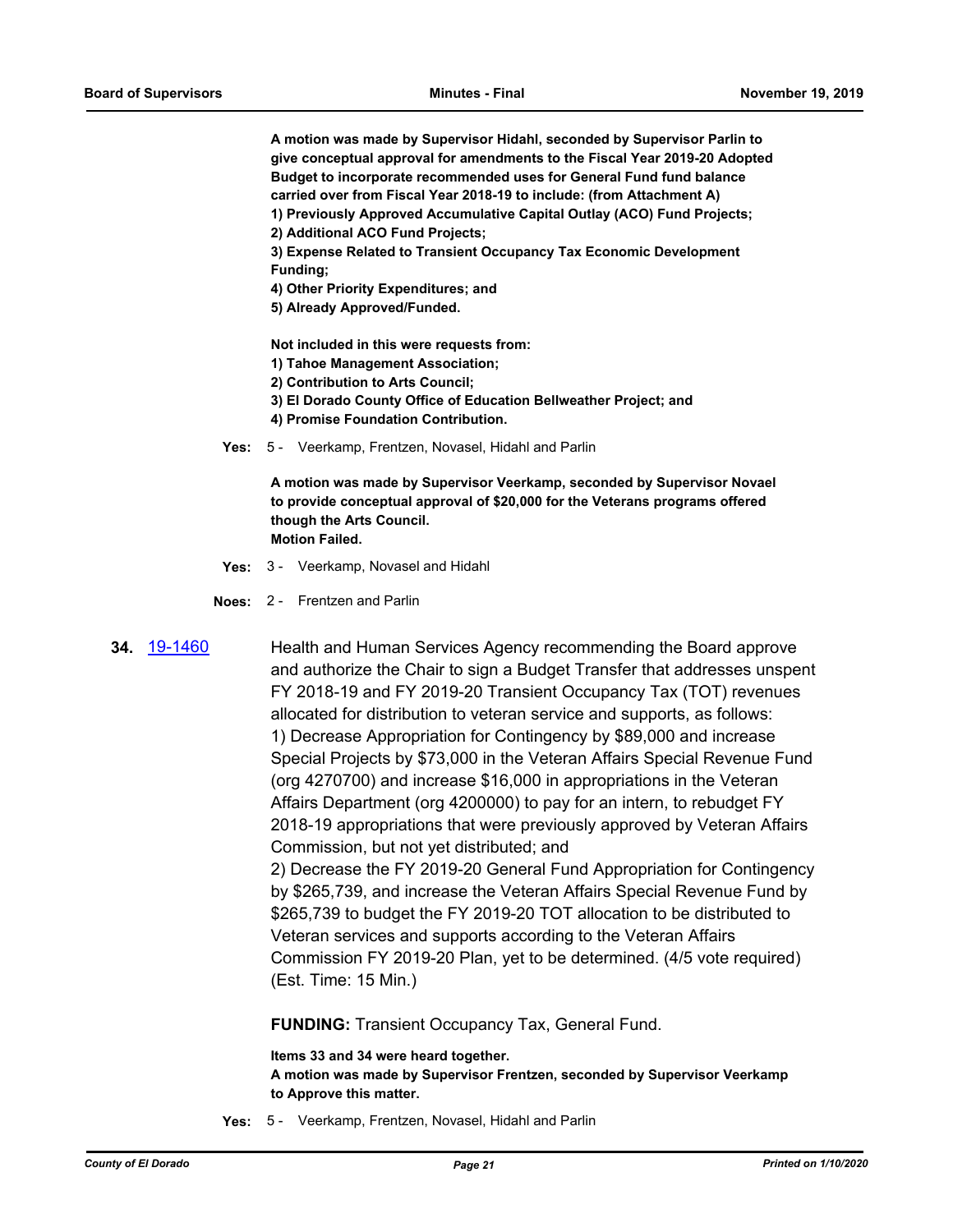**A motion was made by Supervisor Hidahl, seconded by Supervisor Parlin to give conceptual approval for amendments to the Fiscal Year 2019-20 Adopted Budget to incorporate recommended uses for General Fund fund balance carried over from Fiscal Year 2018-19 to include: (from Attachment A)**
**1) Previously Approved Accumulative Capital Outlay (ACO) Fund Projects;**
**2) Additional ACO Fund Projects;**
**3) Expense Related to Transient Occupancy Tax Economic Development Funding;**
**4) Other Priority Expenditures; and**
**5) Already Approved/Funded.**

**Not included in this were requests from:**
**1) Tahoe Management Association;**
**2) Contribution to Arts Council;**
**3) El Dorado County Office of Education Bellweather Project; and**
**4) Promise Foundation Contribution.**

**Yes:** 5 - Veerkamp, Frentzen, Novasel, Hidahl and Parlin

**A motion was made by Supervisor Veerkamp, seconded by Supervisor Novael to provide conceptual approval of $20,000 for the Veterans programs offered though the Arts Council.**
**Motion Failed.**

**Yes:** 3 - Veerkamp, Novasel and Hidahl

**Noes:** 2 - Frentzen and Parlin

**34.** 19-1460

Health and Human Services Agency recommending the Board approve and authorize the Chair to sign a Budget Transfer that addresses unspent FY 2018-19 and FY 2019-20 Transient Occupancy Tax (TOT) revenues allocated for distribution to veteran service and supports, as follows:
1) Decrease Appropriation for Contingency by $89,000 and increase Special Projects by $73,000 in the Veteran Affairs Special Revenue Fund (org 4270700) and increase $16,000 in appropriations in the Veteran Affairs Department (org 4200000) to pay for an intern, to rebudget FY 2018-19 appropriations that were previously approved by Veteran Affairs Commission, but not yet distributed; and
2) Decrease the FY 2019-20 General Fund Appropriation for Contingency by $265,739, and increase the Veteran Affairs Special Revenue Fund by $265,739 to budget the FY 2019-20 TOT allocation to be distributed to Veteran services and supports according to the Veteran Affairs Commission FY 2019-20 Plan, yet to be determined. (4/5 vote required) (Est. Time: 15 Min.)

**FUNDING:** Transient Occupancy Tax, General Fund.

**Items 33 and 34 were heard together.**
**A motion was made by Supervisor Frentzen, seconded by Supervisor Veerkamp to Approve this matter.**

**Yes:** 5 - Veerkamp, Frentzen, Novasel, Hidahl and Parlin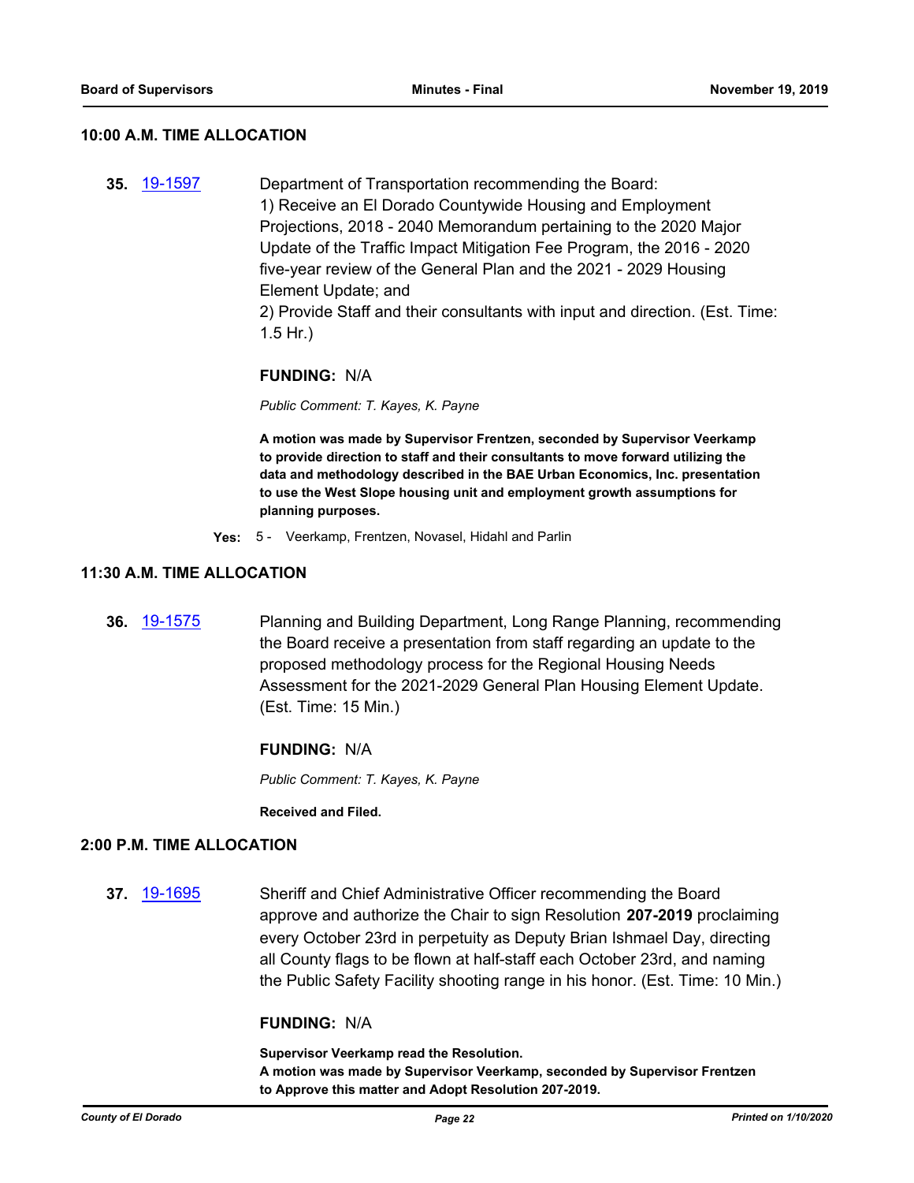## 10:00 A.M. TIME ALLOCATION

**35.** 19-1597

Department of Transportation recommending the Board:
1) Receive an El Dorado Countywide Housing and Employment Projections, 2018 - 2040 Memorandum pertaining to the 2020 Major Update of the Traffic Impact Mitigation Fee Program, the 2016 - 2020 five-year review of the General Plan and the 2021 - 2029 Housing Element Update; and
2) Provide Staff and their consultants with input and direction. (Est. Time: 1.5 Hr.)

**FUNDING:** N/A

*Public Comment: T. Kayes, K. Payne*

**A motion was made by Supervisor Frentzen, seconded by Supervisor Veerkamp to provide direction to staff and their consultants to move forward utilizing the data and methodology described in the BAE Urban Economics, Inc. presentation to use the West Slope housing unit and employment growth assumptions for planning purposes.**

**Yes:** 5 - Veerkamp, Frentzen, Novasel, Hidahl and Parlin

## 11:30 A.M. TIME ALLOCATION

**36.** 19-1575

Planning and Building Department, Long Range Planning, recommending the Board receive a presentation from staff regarding an update to the proposed methodology process for the Regional Housing Needs Assessment for the 2021-2029 General Plan Housing Element Update. (Est. Time: 15 Min.)

**FUNDING:** N/A

*Public Comment: T. Kayes, K. Payne*

**Received and Filed.**

## 2:00 P.M. TIME ALLOCATION

**37.** 19-1695

Sheriff and Chief Administrative Officer recommending the Board approve and authorize the Chair to sign Resolution **207-2019** proclaiming every October 23rd in perpetuity as Deputy Brian Ishmael Day, directing all County flags to be flown at half-staff each October 23rd, and naming the Public Safety Facility shooting range in his honor. (Est. Time: 10 Min.)

**FUNDING:** N/A

**Supervisor Veerkamp read the Resolution.**
**A motion was made by Supervisor Veerkamp, seconded by Supervisor Frentzen to Approve this matter and Adopt Resolution 207-2019.**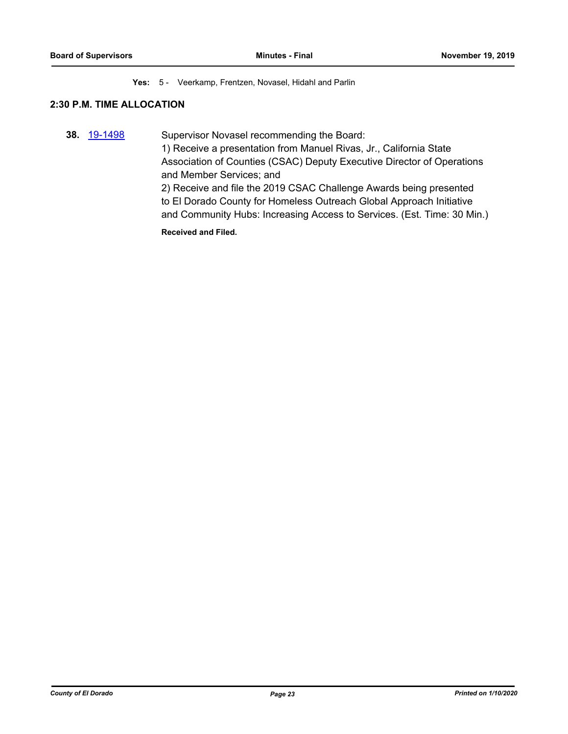**Yes:** 5 - Veerkamp, Frentzen, Novasel, Hidahl and Parlin

## 2:30 P.M. TIME ALLOCATION

**38.** 19-1498 Supervisor Novasel recommending the Board:

1) Receive a presentation from Manuel Rivas, Jr., California State Association of Counties (CSAC) Deputy Executive Director of Operations and Member Services; and

2) Receive and file the 2019 CSAC Challenge Awards being presented to El Dorado County for Homeless Outreach Global Approach Initiative and Community Hubs: Increasing Access to Services. (Est. Time: 30 Min.)

**Received and Filed.**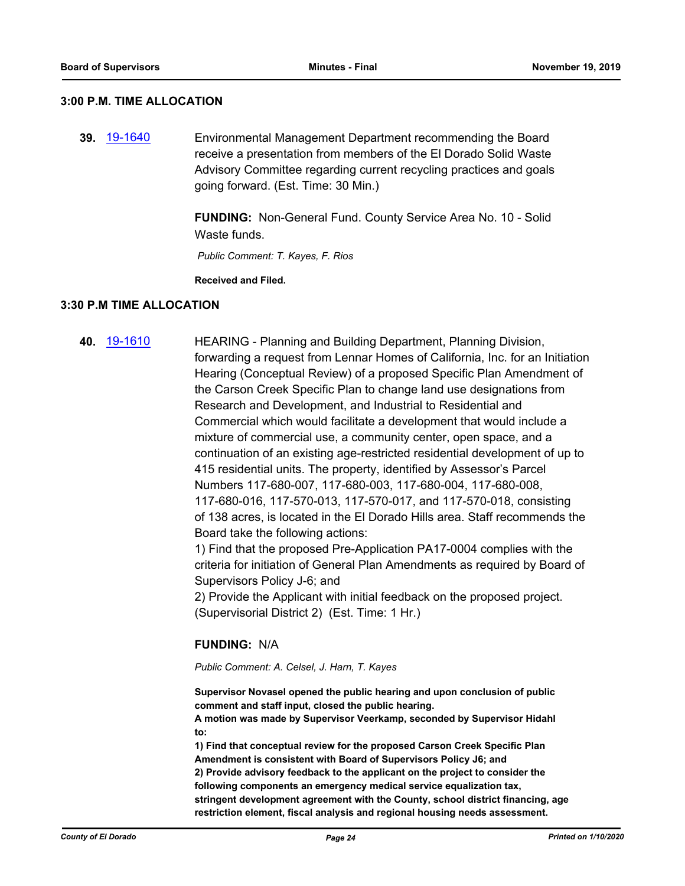### 3:00 P.M. TIME ALLOCATION

**39.** [19-1640](19-1640) Environmental Management Department recommending the Board receive a presentation from members of the El Dorado Solid Waste Advisory Committee regarding current recycling practices and goals going forward. (Est. Time: 30 Min.)

**FUNDING:** Non-General Fund. County Service Area No. 10 - Solid Waste funds.

*Public Comment: T. Kayes, F. Rios*

**Received and Filed.**

### 3:30 P.M TIME ALLOCATION

**40.** [19-1610](19-1610) HEARING - Planning and Building Department, Planning Division, forwarding a request from Lennar Homes of California, Inc. for an Initiation Hearing (Conceptual Review) of a proposed Specific Plan Amendment of the Carson Creek Specific Plan to change land use designations from Research and Development, and Industrial to Residential and Commercial which would facilitate a development that would include a mixture of commercial use, a community center, open space, and a continuation of an existing age-restricted residential development of up to 415 residential units. The property, identified by Assessor's Parcel Numbers 117-680-007, 117-680-003, 117-680-004, 117-680-008, 117-680-016, 117-570-013, 117-570-017, and 117-570-018, consisting of 138 acres, is located in the El Dorado Hills area. Staff recommends the Board take the following actions:
1) Find that the proposed Pre-Application PA17-0004 complies with the criteria for initiation of General Plan Amendments as required by Board of Supervisors Policy J-6; and
2) Provide the Applicant with initial feedback on the proposed project. (Supervisorial District 2) (Est. Time: 1 Hr.)

**FUNDING:** N/A

*Public Comment: A. Celsel, J. Harn, T. Kayes*

**Supervisor Novasel opened the public hearing and upon conclusion of public comment and staff input, closed the public hearing.**
**A motion was made by Supervisor Veerkamp, seconded by Supervisor Hidahl to:**
**1) Find that conceptual review for the proposed Carson Creek Specific Plan Amendment is consistent with Board of Supervisors Policy J6; and**
**2) Provide advisory feedback to the applicant on the project to consider the following components an emergency medical service equalization tax, stringent development agreement with the County, school district financing, age restriction element, fiscal analysis and regional housing needs assessment.**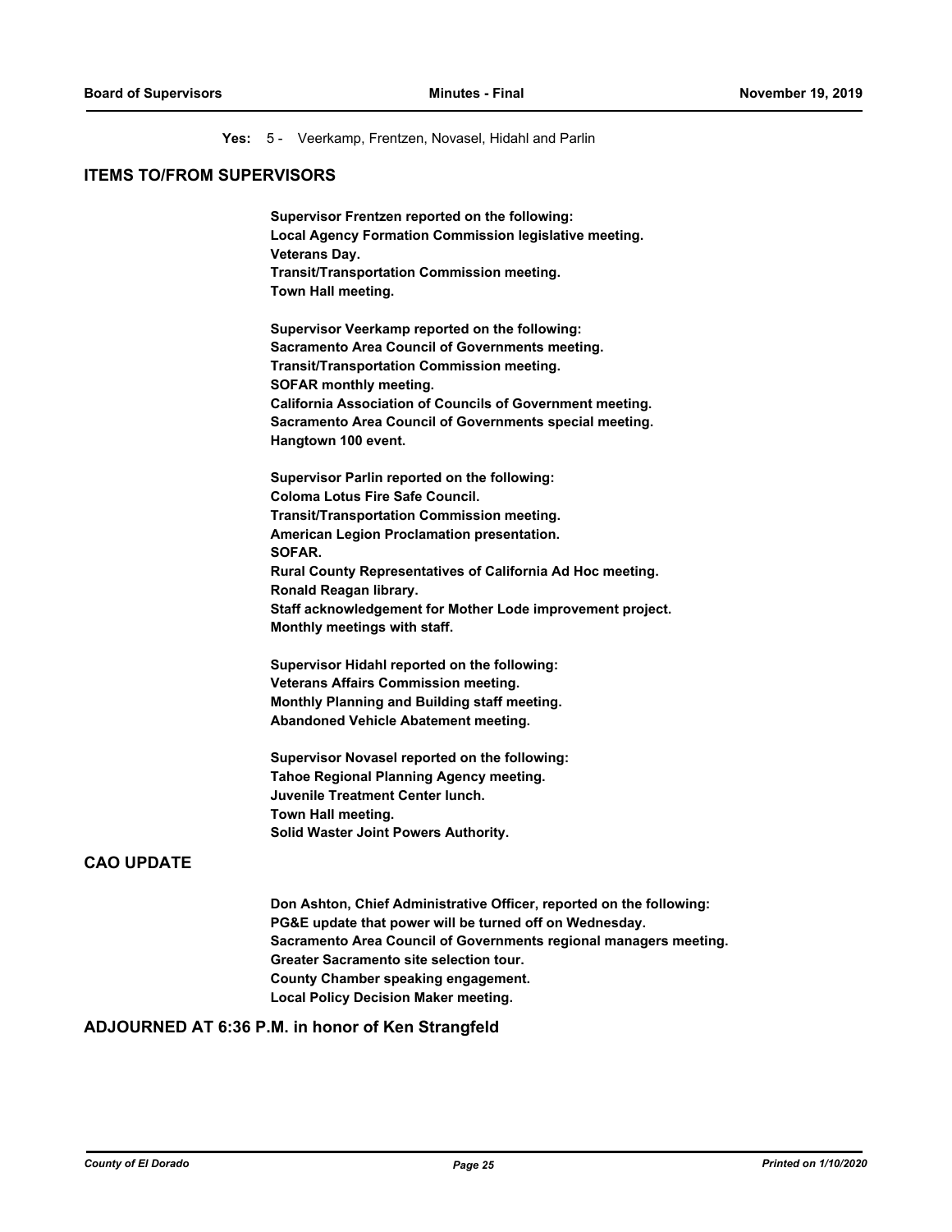**Yes:** 5 - Veerkamp, Frentzen, Novasel, Hidahl and Parlin

## ITEMS TO/FROM SUPERVISORS

**Supervisor Frentzen reported on the following:**
**Local Agency Formation Commission legislative meeting.**
**Veterans Day.**
**Transit/Transportation Commission meeting.**
**Town Hall meeting.**

**Supervisor Veerkamp reported on the following:**
**Sacramento Area Council of Governments meeting.**
**Transit/Transportation Commission meeting.**
**SOFAR monthly meeting.**
**California Association of Councils of Government meeting.**
**Sacramento Area Council of Governments special meeting.**
**Hangtown 100 event.**

**Supervisor Parlin reported on the following:**
**Coloma Lotus Fire Safe Council.**
**Transit/Transportation Commission meeting.**
**American Legion Proclamation presentation.**
**SOFAR.**
**Rural County Representatives of California Ad Hoc meeting.**
**Ronald Reagan library.**
**Staff acknowledgement for Mother Lode improvement project.**
**Monthly meetings with staff.**

**Supervisor Hidahl reported on the following:**
**Veterans Affairs Commission meeting.**
**Monthly Planning and Building staff meeting.**
**Abandoned Vehicle Abatement meeting.**

**Supervisor Novasel reported on the following:**
**Tahoe Regional Planning Agency meeting.**
**Juvenile Treatment Center lunch.**
**Town Hall meeting.**
**Solid Waster Joint Powers Authority.**

## CAO UPDATE

**Don Ashton, Chief Administrative Officer, reported on the following:**
**PG&E update that power will be turned off on Wednesday.**
**Sacramento Area Council of Governments regional managers meeting.**
**Greater Sacramento site selection tour.**
**County Chamber speaking engagement.**
**Local Policy Decision Maker meeting.**

## ADJOURNED AT 6:36 P.M. in honor of Ken Strangfeld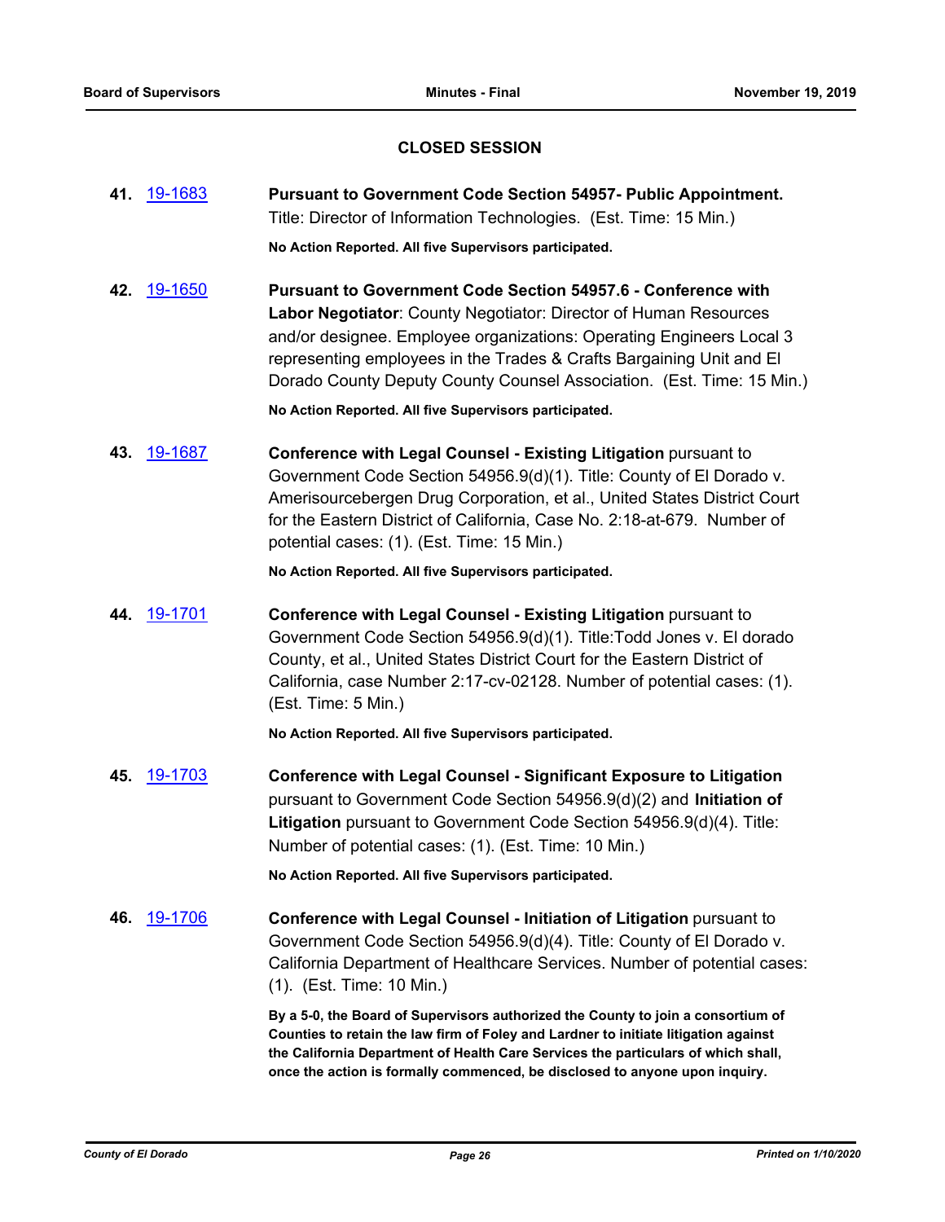## CLOSED SESSION

**41.** 19-1683 **Pursuant to Government Code Section 54957- Public Appointment.** Title: Director of Information Technologies. (Est. Time: 15 Min.)

**No Action Reported. All five Supervisors participated.**

**42.** 19-1650 **Pursuant to Government Code Section 54957.6 - Conference with Labor Negotiator**: County Negotiator: Director of Human Resources and/or designee. Employee organizations: Operating Engineers Local 3 representing employees in the Trades & Crafts Bargaining Unit and El Dorado County Deputy County Counsel Association. (Est. Time: 15 Min.)

**No Action Reported. All five Supervisors participated.**

**43.** 19-1687 **Conference with Legal Counsel - Existing Litigation** pursuant to Government Code Section 54956.9(d)(1). Title: County of El Dorado v. Amerisourcebergen Drug Corporation, et al., United States District Court for the Eastern District of California, Case No. 2:18-at-679. Number of potential cases: (1). (Est. Time: 15 Min.)

**No Action Reported. All five Supervisors participated.**

**44.** 19-1701 **Conference with Legal Counsel - Existing Litigation** pursuant to Government Code Section 54956.9(d)(1). Title:Todd Jones v. El dorado County, et al., United States District Court for the Eastern District of California, case Number 2:17-cv-02128. Number of potential cases: (1). (Est. Time: 5 Min.)

**No Action Reported. All five Supervisors participated.**

**45.** 19-1703 **Conference with Legal Counsel - Significant Exposure to Litigation** pursuant to Government Code Section 54956.9(d)(2) and **Initiation of Litigation** pursuant to Government Code Section 54956.9(d)(4). Title: Number of potential cases: (1). (Est. Time: 10 Min.)

**No Action Reported. All five Supervisors participated.**

**46.** 19-1706 **Conference with Legal Counsel - Initiation of Litigation** pursuant to Government Code Section 54956.9(d)(4). Title: County of El Dorado v. California Department of Healthcare Services. Number of potential cases: (1). (Est. Time: 10 Min.)

**By a 5-0, the Board of Supervisors authorized the County to join a consortium of Counties to retain the law firm of Foley and Lardner to initiate litigation against the California Department of Health Care Services the particulars of which shall, once the action is formally commenced, be disclosed to anyone upon inquiry.**